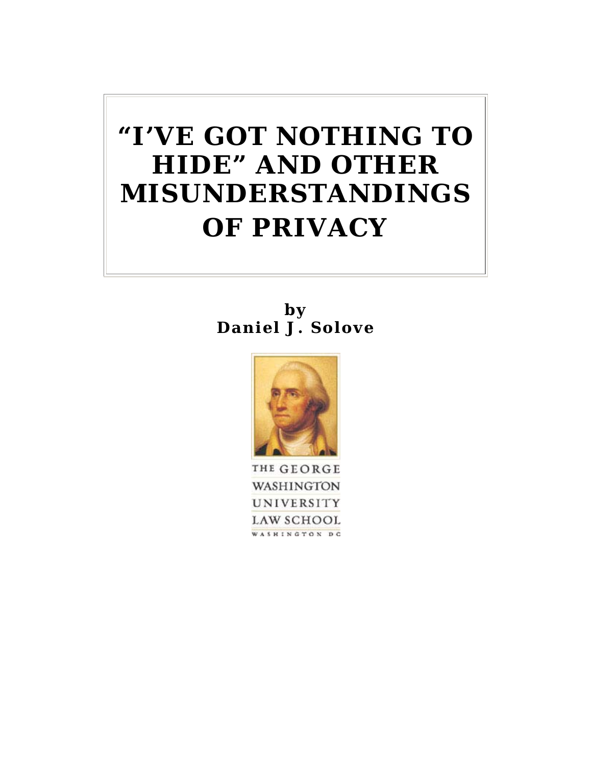# "I'VE GOT NOTHING TO HIDE" AND OTHER MISUNDERSTANDINGS OF PRIVACY

**by**
**Daniel J. Solove**

THE GEORGE WASHINGTON UNIVERSITY LAW SCHOOL
WASHINGTON DC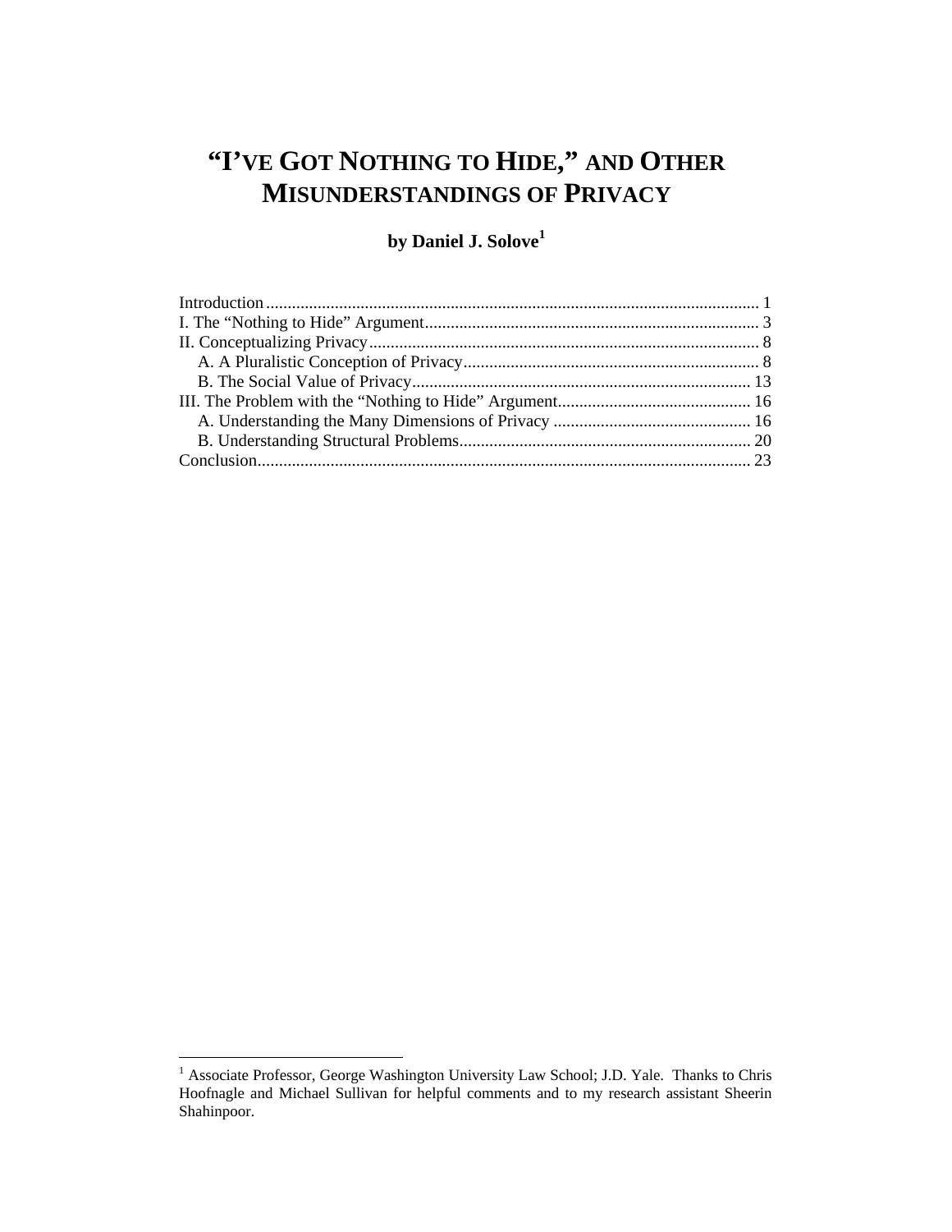# "I'VE GOT NOTHING TO HIDE," AND OTHER MISUNDERSTANDINGS OF PRIVACY

**by Daniel J. Solove**[1]

Introduction .................................................................................................................. 1
I. The "Nothing to Hide" Argument............................................................................. 3
II. Conceptualizing Privacy........................................................................................... 8
  A. A Pluralistic Conception of Privacy..................................................................... 8
  B. The Social Value of Privacy.............................................................................. 13
III. The Problem with the "Nothing to Hide" Argument............................................. 16
  A. Understanding the Many Dimensions of Privacy .............................................. 16
  B. Understanding Structural Problems.................................................................... 20
Conclusion.................................................................................................................. 23

---

[1] Associate Professor, George Washington University Law School; J.D. Yale. Thanks to Chris Hoofnagle and Michael Sullivan for helpful comments and to my research assistant Sheerin Shahinpoor.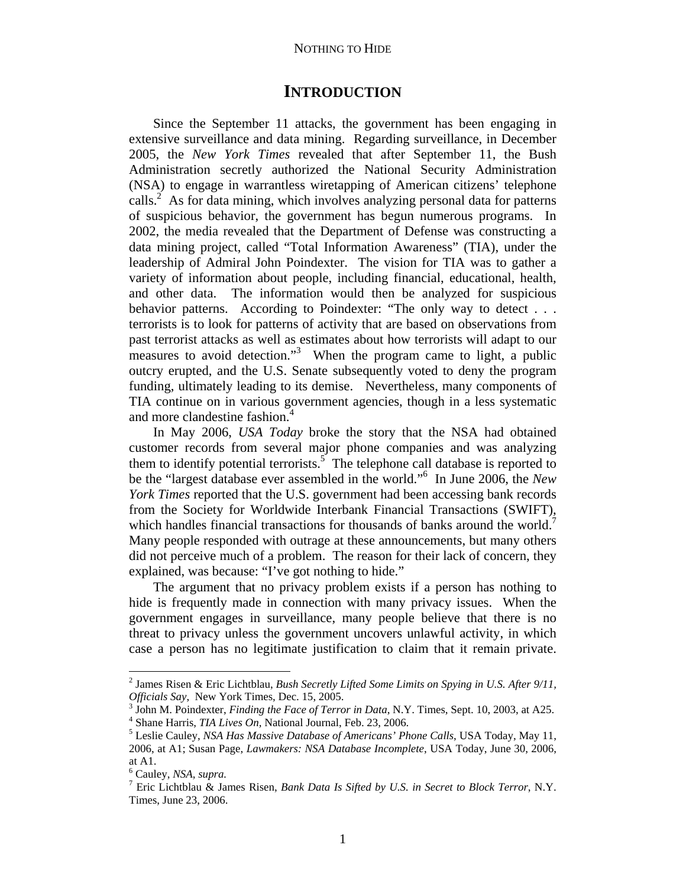# INTRODUCTION

Since the September 11 attacks, the government has been engaging in extensive surveillance and data mining. Regarding surveillance, in December 2005, the *New York Times* revealed that after September 11, the Bush Administration secretly authorized the National Security Administration (NSA) to engage in warrantless wiretapping of American citizens' telephone calls.[2] As for data mining, which involves analyzing personal data for patterns of suspicious behavior, the government has begun numerous programs. In 2002, the media revealed that the Department of Defense was constructing a data mining project, called "Total Information Awareness" (TIA), under the leadership of Admiral John Poindexter. The vision for TIA was to gather a variety of information about people, including financial, educational, health, and other data. The information would then be analyzed for suspicious behavior patterns. According to Poindexter: "The only way to detect . . . terrorists is to look for patterns of activity that are based on observations from past terrorist attacks as well as estimates about how terrorists will adapt to our measures to avoid detection."[3] When the program came to light, a public outcry erupted, and the U.S. Senate subsequently voted to deny the program funding, ultimately leading to its demise. Nevertheless, many components of TIA continue on in various government agencies, though in a less systematic and more clandestine fashion.[4]

In May 2006, *USA Today* broke the story that the NSA had obtained customer records from several major phone companies and was analyzing them to identify potential terrorists.[5] The telephone call database is reported to be the "largest database ever assembled in the world."[6] In June 2006, the *New York Times* reported that the U.S. government had been accessing bank records from the Society for Worldwide Interbank Financial Transactions (SWIFT), which handles financial transactions for thousands of banks around the world.[7] Many people responded with outrage at these announcements, but many others did not perceive much of a problem. The reason for their lack of concern, they explained, was because: "I've got nothing to hide."

The argument that no privacy problem exists if a person has nothing to hide is frequently made in connection with many privacy issues. When the government engages in surveillance, many people believe that there is no threat to privacy unless the government uncovers unlawful activity, in which case a person has no legitimate justification to claim that it remain private.

---

[2] James Risen & Eric Lichtblau, *Bush Secretly Lifted Some Limits on Spying in U.S. After 9/11, Officials Say*, New York Times, Dec. 15, 2005.

[3] John M. Poindexter, *Finding the Face of Terror in Data*, N.Y. Times, Sept. 10, 2003, at A25.

[4] Shane Harris, *TIA Lives On*, National Journal, Feb. 23, 2006.

[5] Leslie Cauley, *NSA Has Massive Database of Americans' Phone Calls*, USA Today, May 11, 2006, at A1; Susan Page, *Lawmakers: NSA Database Incomplete*, USA Today, June 30, 2006, at A1.

[6] Cauley, *NSA*, *supra.*

[7] Eric Lichtblau & James Risen, *Bank Data Is Sifted by U.S. in Secret to Block Terror*, N.Y. Times, June 23, 2006.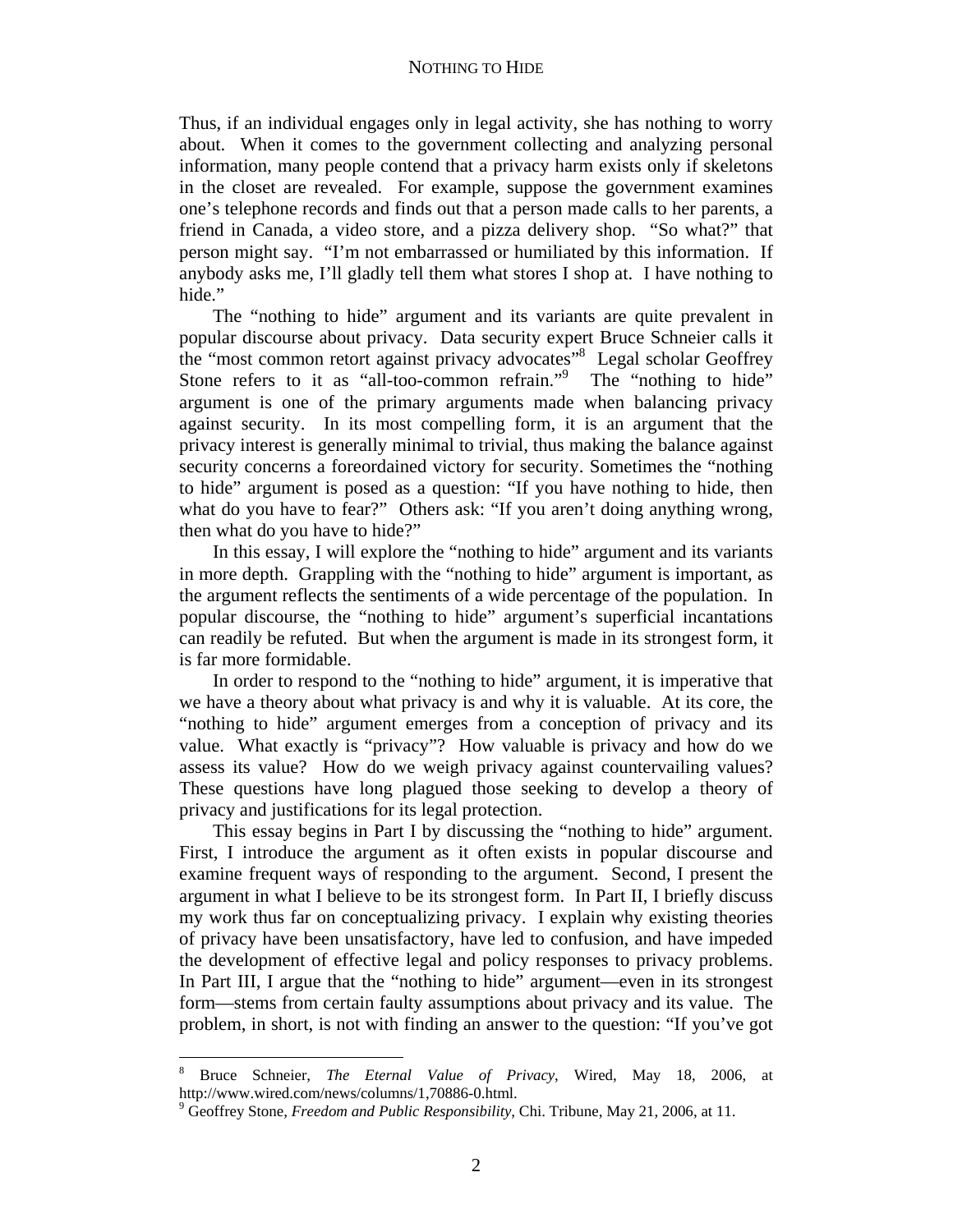Thus, if an individual engages only in legal activity, she has nothing to worry about. When it comes to the government collecting and analyzing personal information, many people contend that a privacy harm exists only if skeletons in the closet are revealed. For example, suppose the government examines one's telephone records and finds out that a person made calls to her parents, a friend in Canada, a video store, and a pizza delivery shop. "So what?" that person might say. "I'm not embarrassed or humiliated by this information. If anybody asks me, I'll gladly tell them what stores I shop at. I have nothing to hide."

The "nothing to hide" argument and its variants are quite prevalent in popular discourse about privacy. Data security expert Bruce Schneier calls it the "most common retort against privacy advocates"[8] Legal scholar Geoffrey Stone refers to it as "all-too-common refrain."[9] The "nothing to hide" argument is one of the primary arguments made when balancing privacy against security. In its most compelling form, it is an argument that the privacy interest is generally minimal to trivial, thus making the balance against security concerns a foreordained victory for security. Sometimes the "nothing to hide" argument is posed as a question: "If you have nothing to hide, then what do you have to fear?" Others ask: "If you aren't doing anything wrong, then what do you have to hide?"

In this essay, I will explore the "nothing to hide" argument and its variants in more depth. Grappling with the "nothing to hide" argument is important, as the argument reflects the sentiments of a wide percentage of the population. In popular discourse, the "nothing to hide" argument's superficial incantations can readily be refuted. But when the argument is made in its strongest form, it is far more formidable.

In order to respond to the "nothing to hide" argument, it is imperative that we have a theory about what privacy is and why it is valuable. At its core, the "nothing to hide" argument emerges from a conception of privacy and its value. What exactly is "privacy"? How valuable is privacy and how do we assess its value? How do we weigh privacy against countervailing values? These questions have long plagued those seeking to develop a theory of privacy and justifications for its legal protection.

This essay begins in Part I by discussing the "nothing to hide" argument. First, I introduce the argument as it often exists in popular discourse and examine frequent ways of responding to the argument. Second, I present the argument in what I believe to be its strongest form. In Part II, I briefly discuss my work thus far on conceptualizing privacy. I explain why existing theories of privacy have been unsatisfactory, have led to confusion, and have impeded the development of effective legal and policy responses to privacy problems. In Part III, I argue that the "nothing to hide" argument—even in its strongest form—stems from certain faulty assumptions about privacy and its value. The problem, in short, is not with finding an answer to the question: "If you've got

---

[8] Bruce Schneier, *The Eternal Value of Privacy*, Wired, May 18, 2006, at http://www.wired.com/news/columns/1,70886-0.html.

[9] Geoffrey Stone, *Freedom and Public Responsibility*, Chi. Tribune, May 21, 2006, at 11.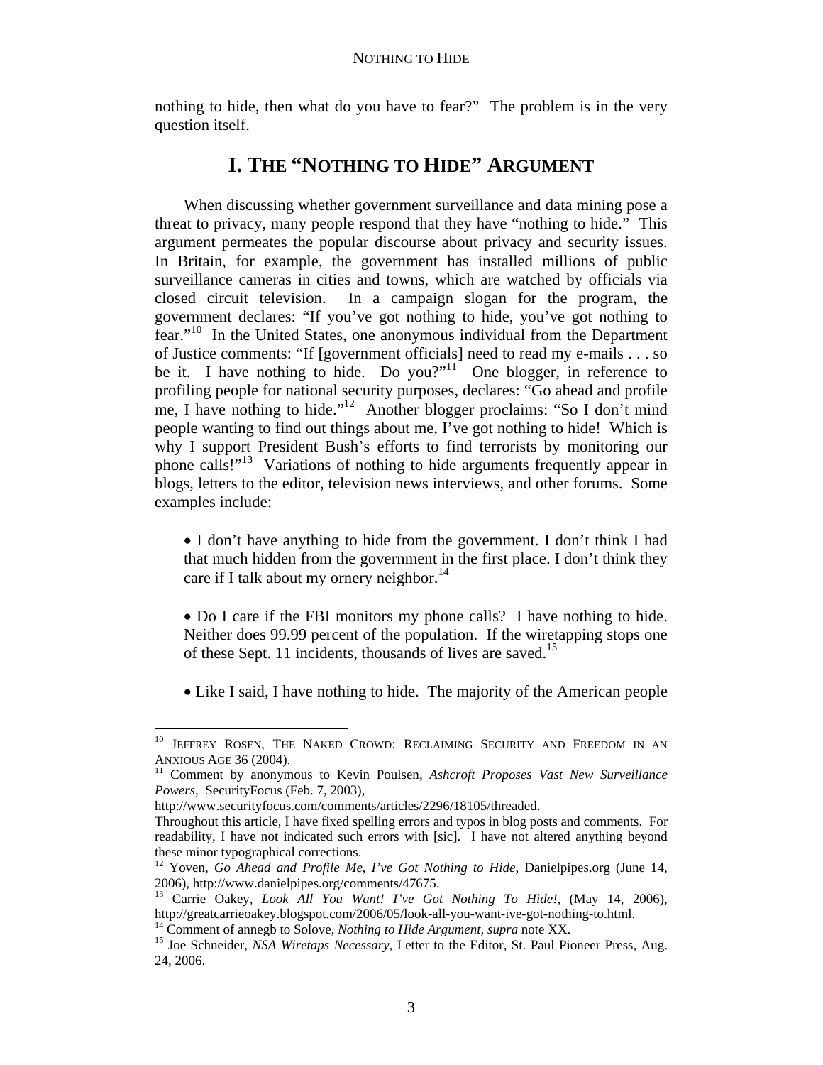nothing to hide, then what do you have to fear?" The problem is in the very question itself.

## I. THE "NOTHING TO HIDE" ARGUMENT

When discussing whether government surveillance and data mining pose a threat to privacy, many people respond that they have "nothing to hide." This argument permeates the popular discourse about privacy and security issues. In Britain, for example, the government has installed millions of public surveillance cameras in cities and towns, which are watched by officials via closed circuit television. In a campaign slogan for the program, the government declares: "If you've got nothing to hide, you've got nothing to fear."[10] In the United States, one anonymous individual from the Department of Justice comments: "If [government officials] need to read my e-mails . . . so be it. I have nothing to hide. Do you?"[11] One blogger, in reference to profiling people for national security purposes, declares: "Go ahead and profile me, I have nothing to hide."[12] Another blogger proclaims: "So I don't mind people wanting to find out things about me, I've got nothing to hide! Which is why I support President Bush's efforts to find terrorists by monitoring our phone calls!"[13] Variations of nothing to hide arguments frequently appear in blogs, letters to the editor, television news interviews, and other forums. Some examples include:

- I don't have anything to hide from the government. I don't think I had that much hidden from the government in the first place. I don't think they care if I talk about my ornery neighbor.[14]

- Do I care if the FBI monitors my phone calls? I have nothing to hide. Neither does 99.99 percent of the population. If the wiretapping stops one of these Sept. 11 incidents, thousands of lives are saved.[15]

- Like I said, I have nothing to hide. The majority of the American people

---

[10] JEFFREY ROSEN, THE NAKED CROWD: RECLAIMING SECURITY AND FREEDOM IN AN ANXIOUS AGE 36 (2004).

[11] Comment by anonymous to Kevin Poulsen, *Ashcroft Proposes Vast New Surveillance Powers*, SecurityFocus (Feb. 7, 2003), http://www.securityfocus.com/comments/articles/2296/18105/threaded.
Throughout this article, I have fixed spelling errors and typos in blog posts and comments. For readability, I have not indicated such errors with [sic]. I have not altered anything beyond these minor typographical corrections.

[12] Yoven, *Go Ahead and Profile Me, I've Got Nothing to Hide*, Danielpipes.org (June 14, 2006), http://www.danielpipes.org/comments/47675.

[13] Carrie Oakey, *Look All You Want! I've Got Nothing To Hide!*, (May 14, 2006), http://greatcarrieoakey.blogspot.com/2006/05/look-all-you-want-ive-got-nothing-to.html.

[14] Comment of annegb to Solove, *Nothing to Hide Argument, supra* note XX.

[15] Joe Schneider, *NSA Wiretaps Necessary*, Letter to the Editor, St. Paul Pioneer Press, Aug. 24, 2006.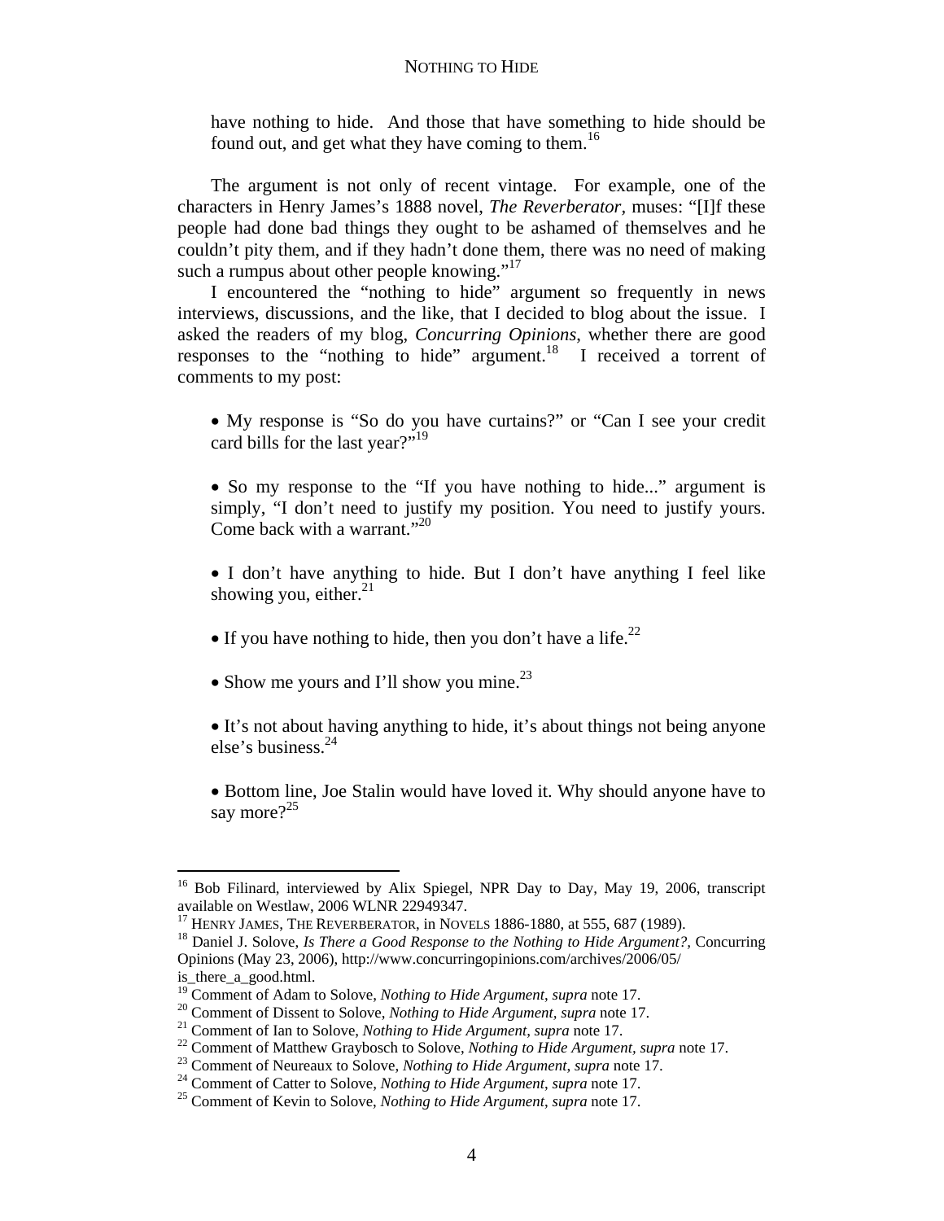have nothing to hide. And those that have something to hide should be found out, and get what they have coming to them.[16]

The argument is not only of recent vintage. For example, one of the characters in Henry James's 1888 novel, *The Reverberator*, muses: "[I]f these people had done bad things they ought to be ashamed of themselves and he couldn't pity them, and if they hadn't done them, there was no need of making such a rumpus about other people knowing."[17]

I encountered the "nothing to hide" argument so frequently in news interviews, discussions, and the like, that I decided to blog about the issue. I asked the readers of my blog, *Concurring Opinions*, whether there are good responses to the "nothing to hide" argument.[18] I received a torrent of comments to my post:

- My response is "So do you have curtains?" or "Can I see your credit card bills for the last year?"[19]

- So my response to the "If you have nothing to hide..." argument is simply, "I don't need to justify my position. You need to justify yours. Come back with a warrant."[20]

- I don't have anything to hide. But I don't have anything I feel like showing you, either.[21]

- If you have nothing to hide, then you don't have a life.[22]

- Show me yours and I'll show you mine.[23]

- It's not about having anything to hide, it's about things not being anyone else's business.[24]

- Bottom line, Joe Stalin would have loved it. Why should anyone have to say more?[25]

---

[16] Bob Filinard, interviewed by Alix Spiegel, NPR Day to Day, May 19, 2006, transcript available on Westlaw, 2006 WLNR 22949347.

[17] HENRY JAMES, THE REVERBERATOR, in NOVELS 1886-1880, at 555, 687 (1989).

[18] Daniel J. Solove, *Is There a Good Response to the Nothing to Hide Argument?*, Concurring Opinions (May 23, 2006), http://www.concurringopinions.com/archives/2006/05/is_there_a_good.html.

[19] Comment of Adam to Solove, *Nothing to Hide Argument*, *supra* note 17.

[20] Comment of Dissent to Solove, *Nothing to Hide Argument*, *supra* note 17.

[21] Comment of Ian to Solove, *Nothing to Hide Argument*, *supra* note 17.

[22] Comment of Matthew Graybosch to Solove, *Nothing to Hide Argument*, *supra* note 17.

[23] Comment of Neureaux to Solove, *Nothing to Hide Argument*, *supra* note 17.

[24] Comment of Catter to Solove, *Nothing to Hide Argument*, *supra* note 17.

[25] Comment of Kevin to Solove, *Nothing to Hide Argument*, *supra* note 17.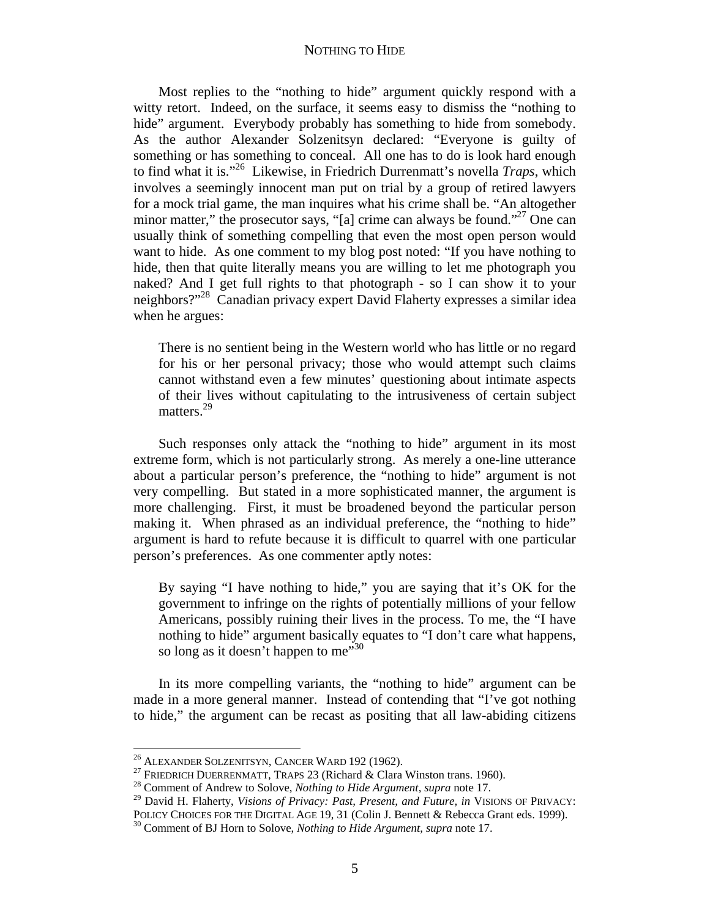Most replies to the "nothing to hide" argument quickly respond with a witty retort. Indeed, on the surface, it seems easy to dismiss the "nothing to hide" argument. Everybody probably has something to hide from somebody. As the author Alexander Solzenitsyn declared: "Everyone is guilty of something or has something to conceal. All one has to do is look hard enough to find what it is."[26] Likewise, in Friedrich Durrenmatt's novella *Traps*, which involves a seemingly innocent man put on trial by a group of retired lawyers for a mock trial game, the man inquires what his crime shall be. "An altogether minor matter," the prosecutor says, "[a] crime can always be found."[27] One can usually think of something compelling that even the most open person would want to hide. As one comment to my blog post noted: "If you have nothing to hide, then that quite literally means you are willing to let me photograph you naked? And I get full rights to that photograph - so I can show it to your neighbors?"[28] Canadian privacy expert David Flaherty expresses a similar idea when he argues:

> There is no sentient being in the Western world who has little or no regard for his or her personal privacy; those who would attempt such claims cannot withstand even a few minutes' questioning about intimate aspects of their lives without capitulating to the intrusiveness of certain subject matters.[29]

Such responses only attack the "nothing to hide" argument in its most extreme form, which is not particularly strong. As merely a one-line utterance about a particular person's preference, the "nothing to hide" argument is not very compelling. But stated in a more sophisticated manner, the argument is more challenging. First, it must be broadened beyond the particular person making it. When phrased as an individual preference, the "nothing to hide" argument is hard to refute because it is difficult to quarrel with one particular person's preferences. As one commenter aptly notes:

> By saying "I have nothing to hide," you are saying that it's OK for the government to infringe on the rights of potentially millions of your fellow Americans, possibly ruining their lives in the process. To me, the "I have nothing to hide" argument basically equates to "I don't care what happens, so long as it doesn't happen to me"[30]

In its more compelling variants, the "nothing to hide" argument can be made in a more general manner. Instead of contending that "I've got nothing to hide," the argument can be recast as positing that all law-abiding citizens

---

[26] ALEXANDER SOLZENITSYN, CANCER WARD 192 (1962).

[27] FRIEDRICH DUERRENMATT, TRAPS 23 (Richard & Clara Winston trans. 1960).

[28] Comment of Andrew to Solove, *Nothing to Hide Argument*, *supra* note 17.

[29] David H. Flaherty, *Visions of Privacy: Past, Present, and Future*, *in* VISIONS OF PRIVACY: POLICY CHOICES FOR THE DIGITAL AGE 19, 31 (Colin J. Bennett & Rebecca Grant eds. 1999).

[30] Comment of BJ Horn to Solove, *Nothing to Hide Argument*, *supra* note 17.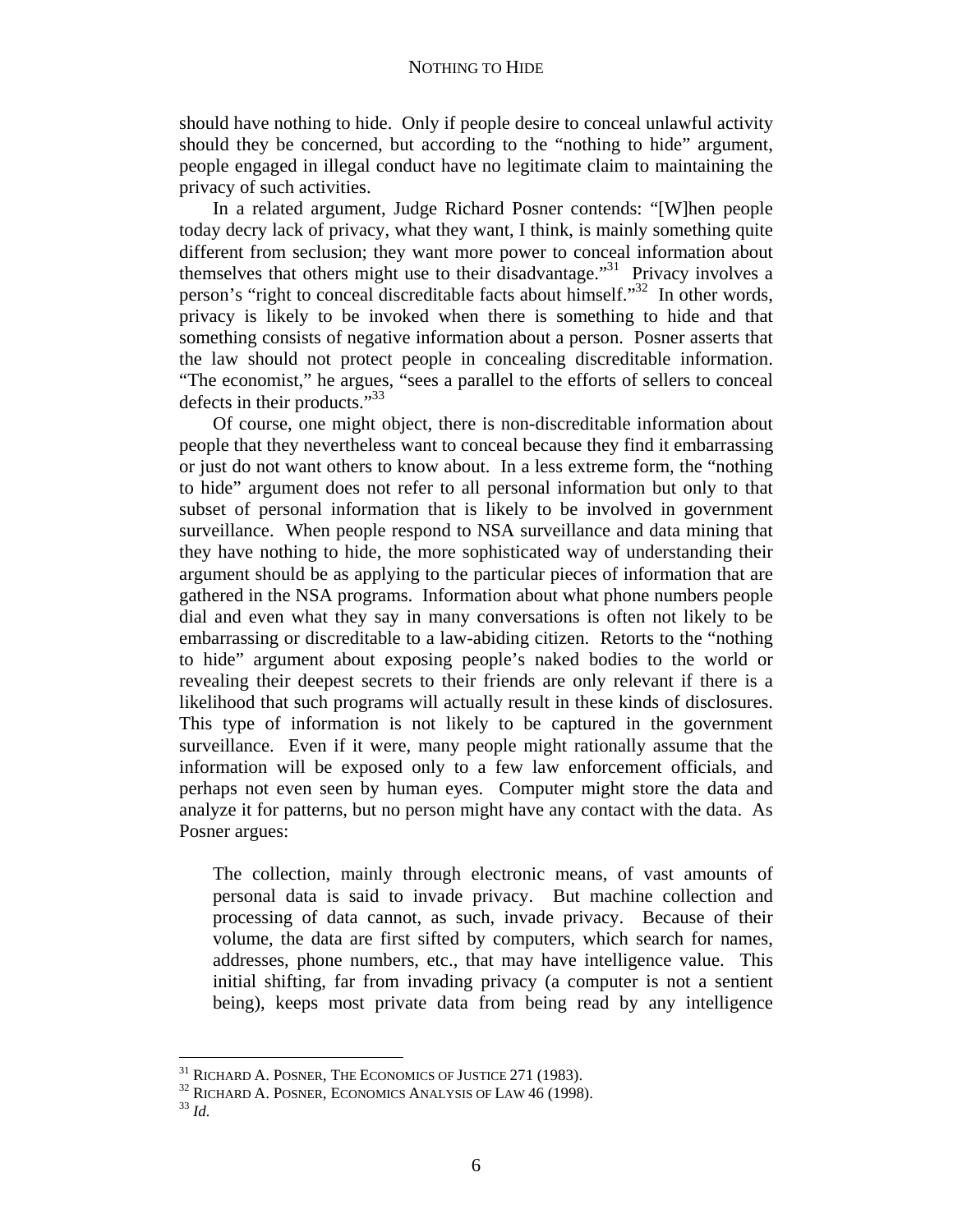should have nothing to hide. Only if people desire to conceal unlawful activity should they be concerned, but according to the "nothing to hide" argument, people engaged in illegal conduct have no legitimate claim to maintaining the privacy of such activities.

In a related argument, Judge Richard Posner contends: "[W]hen people today decry lack of privacy, what they want, I think, is mainly something quite different from seclusion; they want more power to conceal information about themselves that others might use to their disadvantage."[31] Privacy involves a person's "right to conceal discreditable facts about himself."[32] In other words, privacy is likely to be invoked when there is something to hide and that something consists of negative information about a person. Posner asserts that the law should not protect people in concealing discreditable information. "The economist," he argues, "sees a parallel to the efforts of sellers to conceal defects in their products."[33]

Of course, one might object, there is non-discreditable information about people that they nevertheless want to conceal because they find it embarrassing or just do not want others to know about. In a less extreme form, the "nothing to hide" argument does not refer to all personal information but only to that subset of personal information that is likely to be involved in government surveillance. When people respond to NSA surveillance and data mining that they have nothing to hide, the more sophisticated way of understanding their argument should be as applying to the particular pieces of information that are gathered in the NSA programs. Information about what phone numbers people dial and even what they say in many conversations is often not likely to be embarrassing or discreditable to a law-abiding citizen. Retorts to the "nothing to hide" argument about exposing people's naked bodies to the world or revealing their deepest secrets to their friends are only relevant if there is a likelihood that such programs will actually result in these kinds of disclosures. This type of information is not likely to be captured in the government surveillance. Even if it were, many people might rationally assume that the information will be exposed only to a few law enforcement officials, and perhaps not even seen by human eyes. Computer might store the data and analyze it for patterns, but no person might have any contact with the data. As Posner argues:

> The collection, mainly through electronic means, of vast amounts of personal data is said to invade privacy. But machine collection and processing of data cannot, as such, invade privacy. Because of their volume, the data are first sifted by computers, which search for names, addresses, phone numbers, etc., that may have intelligence value. This initial shifting, far from invading privacy (a computer is not a sentient being), keeps most private data from being read by any intelligence

---

[31] RICHARD A. POSNER, THE ECONOMICS OF JUSTICE 271 (1983).

[32] RICHARD A. POSNER, ECONOMICS ANALYSIS OF LAW 46 (1998).

[33] *Id.*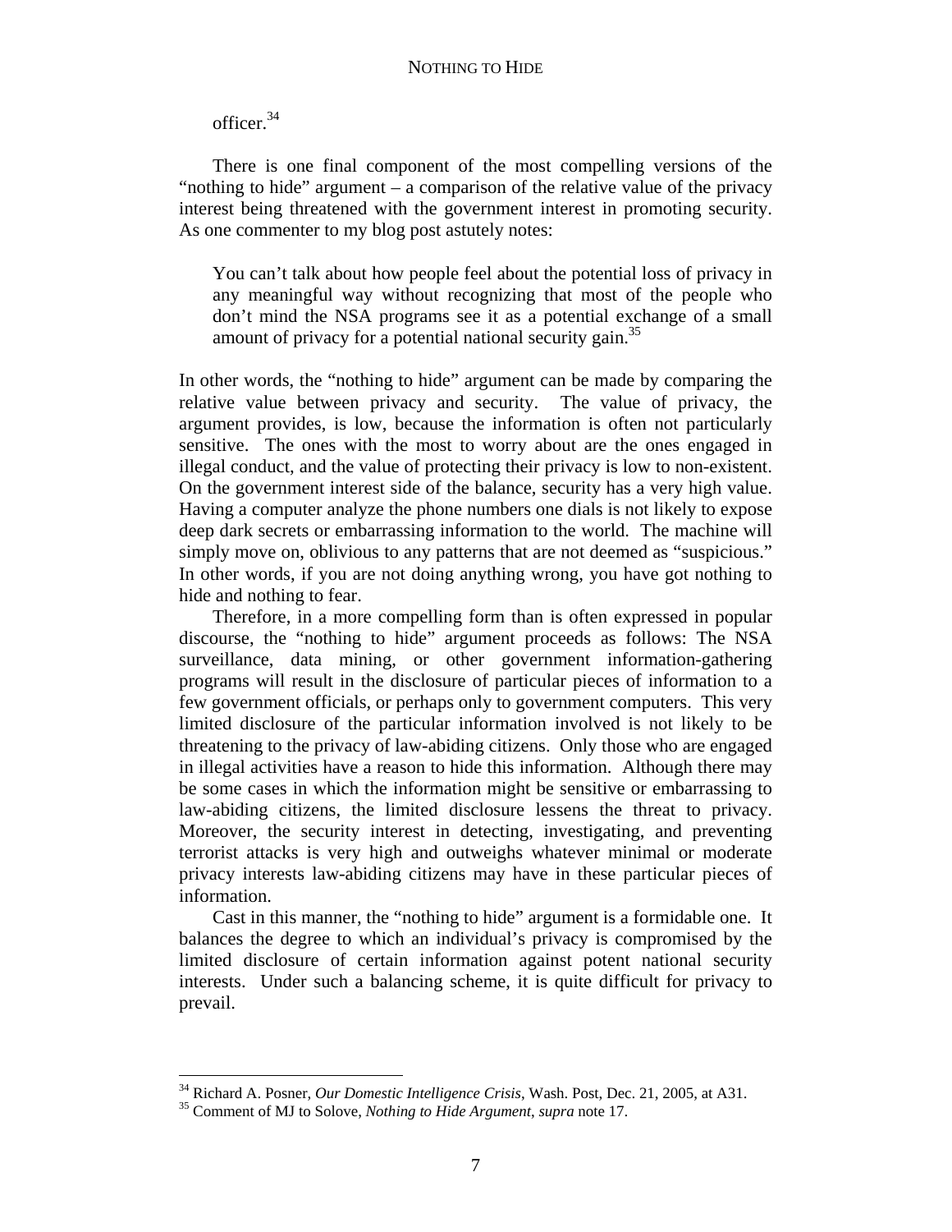officer.[34]

There is one final component of the most compelling versions of the "nothing to hide" argument – a comparison of the relative value of the privacy interest being threatened with the government interest in promoting security. As one commenter to my blog post astutely notes:

> You can't talk about how people feel about the potential loss of privacy in any meaningful way without recognizing that most of the people who don't mind the NSA programs see it as a potential exchange of a small amount of privacy for a potential national security gain.[35]

In other words, the "nothing to hide" argument can be made by comparing the relative value between privacy and security. The value of privacy, the argument provides, is low, because the information is often not particularly sensitive. The ones with the most to worry about are the ones engaged in illegal conduct, and the value of protecting their privacy is low to non-existent. On the government interest side of the balance, security has a very high value. Having a computer analyze the phone numbers one dials is not likely to expose deep dark secrets or embarrassing information to the world. The machine will simply move on, oblivious to any patterns that are not deemed as "suspicious." In other words, if you are not doing anything wrong, you have got nothing to hide and nothing to fear.

Therefore, in a more compelling form than is often expressed in popular discourse, the "nothing to hide" argument proceeds as follows: The NSA surveillance, data mining, or other government information-gathering programs will result in the disclosure of particular pieces of information to a few government officials, or perhaps only to government computers. This very limited disclosure of the particular information involved is not likely to be threatening to the privacy of law-abiding citizens. Only those who are engaged in illegal activities have a reason to hide this information. Although there may be some cases in which the information might be sensitive or embarrassing to law-abiding citizens, the limited disclosure lessens the threat to privacy. Moreover, the security interest in detecting, investigating, and preventing terrorist attacks is very high and outweighs whatever minimal or moderate privacy interests law-abiding citizens may have in these particular pieces of information.

Cast in this manner, the "nothing to hide" argument is a formidable one. It balances the degree to which an individual's privacy is compromised by the limited disclosure of certain information against potent national security interests. Under such a balancing scheme, it is quite difficult for privacy to prevail.

---

[34] Richard A. Posner, *Our Domestic Intelligence Crisis*, Wash. Post, Dec. 21, 2005, at A31.

[35] Comment of MJ to Solove, *Nothing to Hide Argument*, *supra* note 17.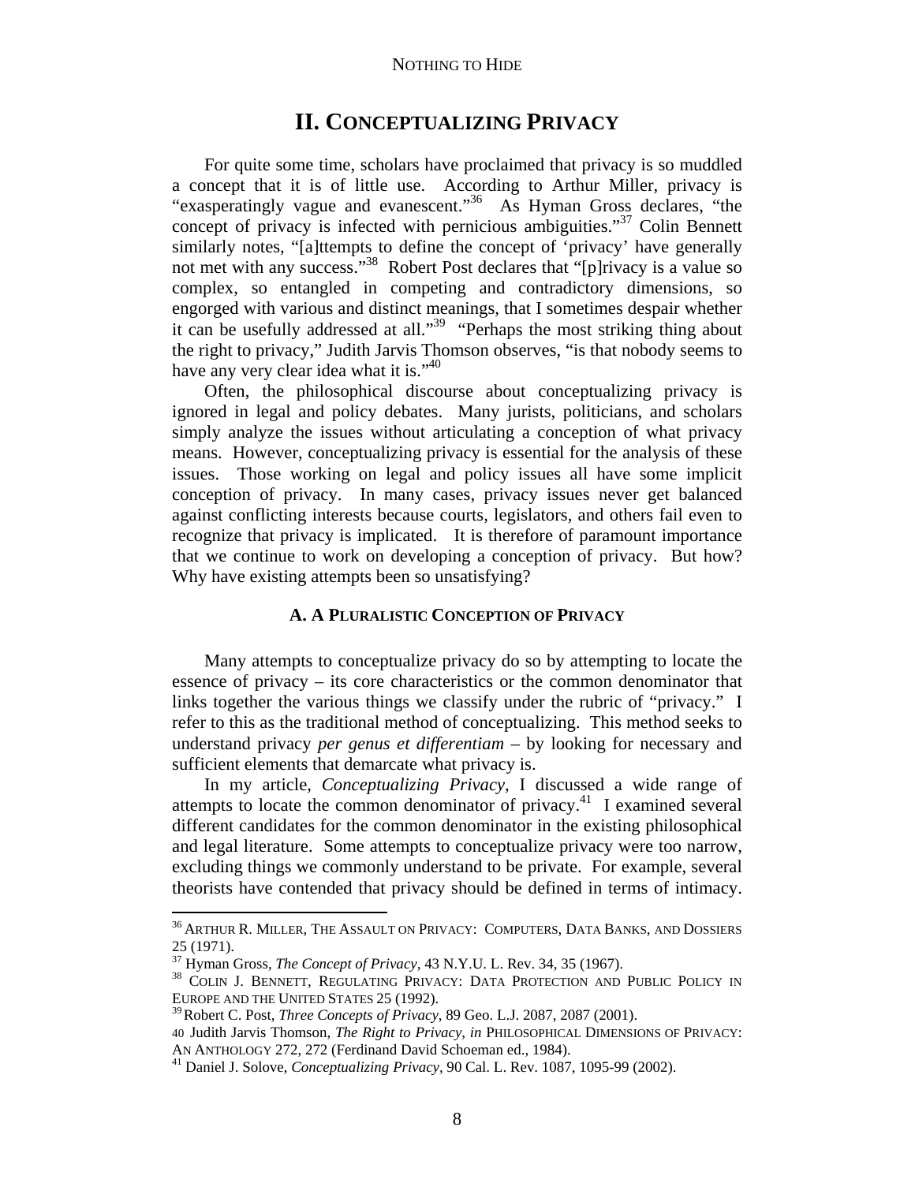## II. Conceptualizing Privacy

For quite some time, scholars have proclaimed that privacy is so muddled a concept that it is of little use. According to Arthur Miller, privacy is "exasperatingly vague and evanescent."[36] As Hyman Gross declares, "the concept of privacy is infected with pernicious ambiguities."[37] Colin Bennett similarly notes, "[a]ttempts to define the concept of 'privacy' have generally not met with any success."[38] Robert Post declares that "[p]rivacy is a value so complex, so entangled in competing and contradictory dimensions, so engorged with various and distinct meanings, that I sometimes despair whether it can be usefully addressed at all."[39] "Perhaps the most striking thing about the right to privacy," Judith Jarvis Thomson observes, "is that nobody seems to have any very clear idea what it is."[40]

Often, the philosophical discourse about conceptualizing privacy is ignored in legal and policy debates. Many jurists, politicians, and scholars simply analyze the issues without articulating a conception of what privacy means. However, conceptualizing privacy is essential for the analysis of these issues. Those working on legal and policy issues all have some implicit conception of privacy. In many cases, privacy issues never get balanced against conflicting interests because courts, legislators, and others fail even to recognize that privacy is implicated. It is therefore of paramount importance that we continue to work on developing a conception of privacy. But how? Why have existing attempts been so unsatisfying?

### A. A Pluralistic Conception of Privacy

Many attempts to conceptualize privacy do so by attempting to locate the essence of privacy – its core characteristics or the common denominator that links together the various things we classify under the rubric of "privacy." I refer to this as the traditional method of conceptualizing. This method seeks to understand privacy *per genus et differentiam* – by looking for necessary and sufficient elements that demarcate what privacy is.

In my article, *Conceptualizing Privacy*, I discussed a wide range of attempts to locate the common denominator of privacy.[41] I examined several different candidates for the common denominator in the existing philosophical and legal literature. Some attempts to conceptualize privacy were too narrow, excluding things we commonly understand to be private. For example, several theorists have contended that privacy should be defined in terms of intimacy.

---

[36] Arthur R. Miller, The Assault on Privacy: Computers, Data Banks, and Dossiers 25 (1971).

[37] Hyman Gross, *The Concept of Privacy*, 43 N.Y.U. L. Rev. 34, 35 (1967).

[38] Colin J. Bennett, Regulating Privacy: Data Protection and Public Policy in Europe and the United States 25 (1992).

[39] Robert C. Post, *Three Concepts of Privacy*, 89 Geo. L.J. 2087, 2087 (2001).

[40] Judith Jarvis Thomson, *The Right to Privacy*, *in* Philosophical Dimensions of Privacy: An Anthology 272, 272 (Ferdinand David Schoeman ed., 1984).

[41] Daniel J. Solove, *Conceptualizing Privacy*, 90 Cal. L. Rev. 1087, 1095-99 (2002).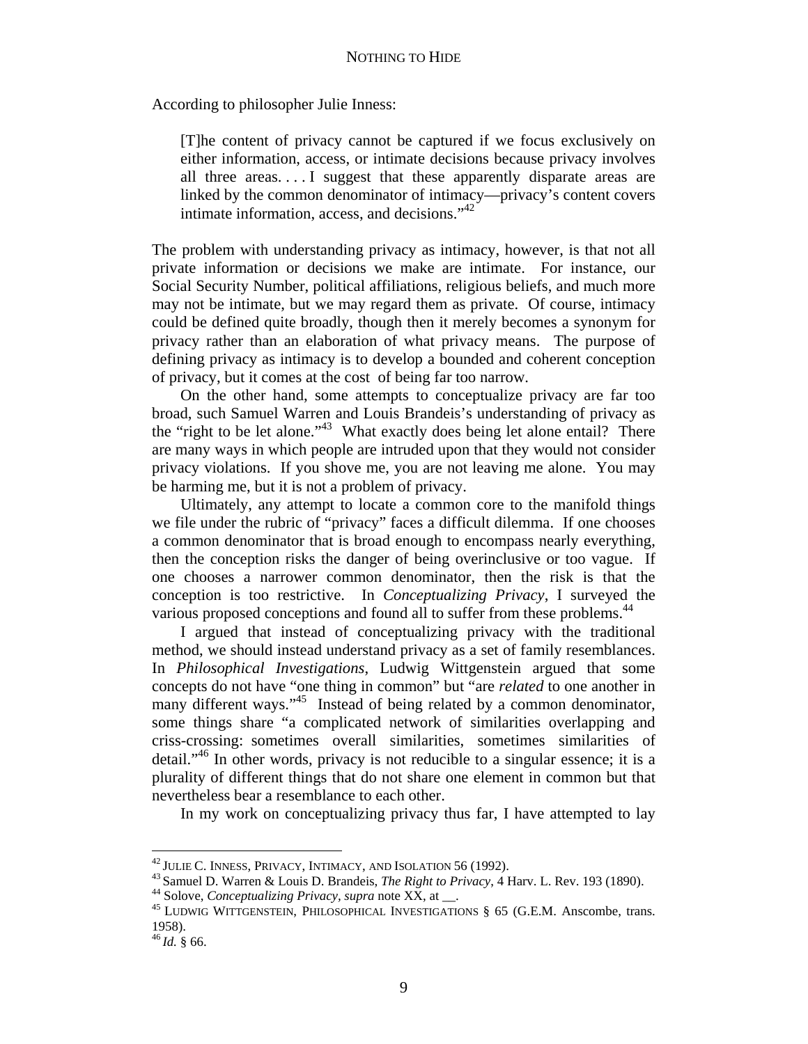According to philosopher Julie Inness:

> [T]he content of privacy cannot be captured if we focus exclusively on either information, access, or intimate decisions because privacy involves all three areas. . . . I suggest that these apparently disparate areas are linked by the common denominator of intimacy—privacy's content covers intimate information, access, and decisions."[42]

The problem with understanding privacy as intimacy, however, is that not all private information or decisions we make are intimate. For instance, our Social Security Number, political affiliations, religious beliefs, and much more may not be intimate, but we may regard them as private. Of course, intimacy could be defined quite broadly, though then it merely becomes a synonym for privacy rather than an elaboration of what privacy means. The purpose of defining privacy as intimacy is to develop a bounded and coherent conception of privacy, but it comes at the cost of being far too narrow.

On the other hand, some attempts to conceptualize privacy are far too broad, such Samuel Warren and Louis Brandeis's understanding of privacy as the "right to be let alone."[43] What exactly does being let alone entail? There are many ways in which people are intruded upon that they would not consider privacy violations. If you shove me, you are not leaving me alone. You may be harming me, but it is not a problem of privacy.

Ultimately, any attempt to locate a common core to the manifold things we file under the rubric of "privacy" faces a difficult dilemma. If one chooses a common denominator that is broad enough to encompass nearly everything, then the conception risks the danger of being overinclusive or too vague. If one chooses a narrower common denominator, then the risk is that the conception is too restrictive. In *Conceptualizing Privacy*, I surveyed the various proposed conceptions and found all to suffer from these problems.[44]

I argued that instead of conceptualizing privacy with the traditional method, we should instead understand privacy as a set of family resemblances. In *Philosophical Investigations*, Ludwig Wittgenstein argued that some concepts do not have "one thing in common" but "are *related* to one another in many different ways."[45] Instead of being related by a common denominator, some things share "a complicated network of similarities overlapping and criss-crossing: sometimes overall similarities, sometimes similarities of detail."[46] In other words, privacy is not reducible to a singular essence; it is a plurality of different things that do not share one element in common but that nevertheless bear a resemblance to each other.

In my work on conceptualizing privacy thus far, I have attempted to lay

---

[42] JULIE C. INNESS, PRIVACY, INTIMACY, AND ISOLATION 56 (1992).

[43] Samuel D. Warren & Louis D. Brandeis, *The Right to Privacy*, 4 Harv. L. Rev. 193 (1890).

[44] Solove, *Conceptualizing Privacy*, *supra* note XX, at __.

[45] LUDWIG WITTGENSTEIN, PHILOSOPHICAL INVESTIGATIONS § 65 (G.E.M. Anscombe, trans. 1958).

[46] *Id.* § 66.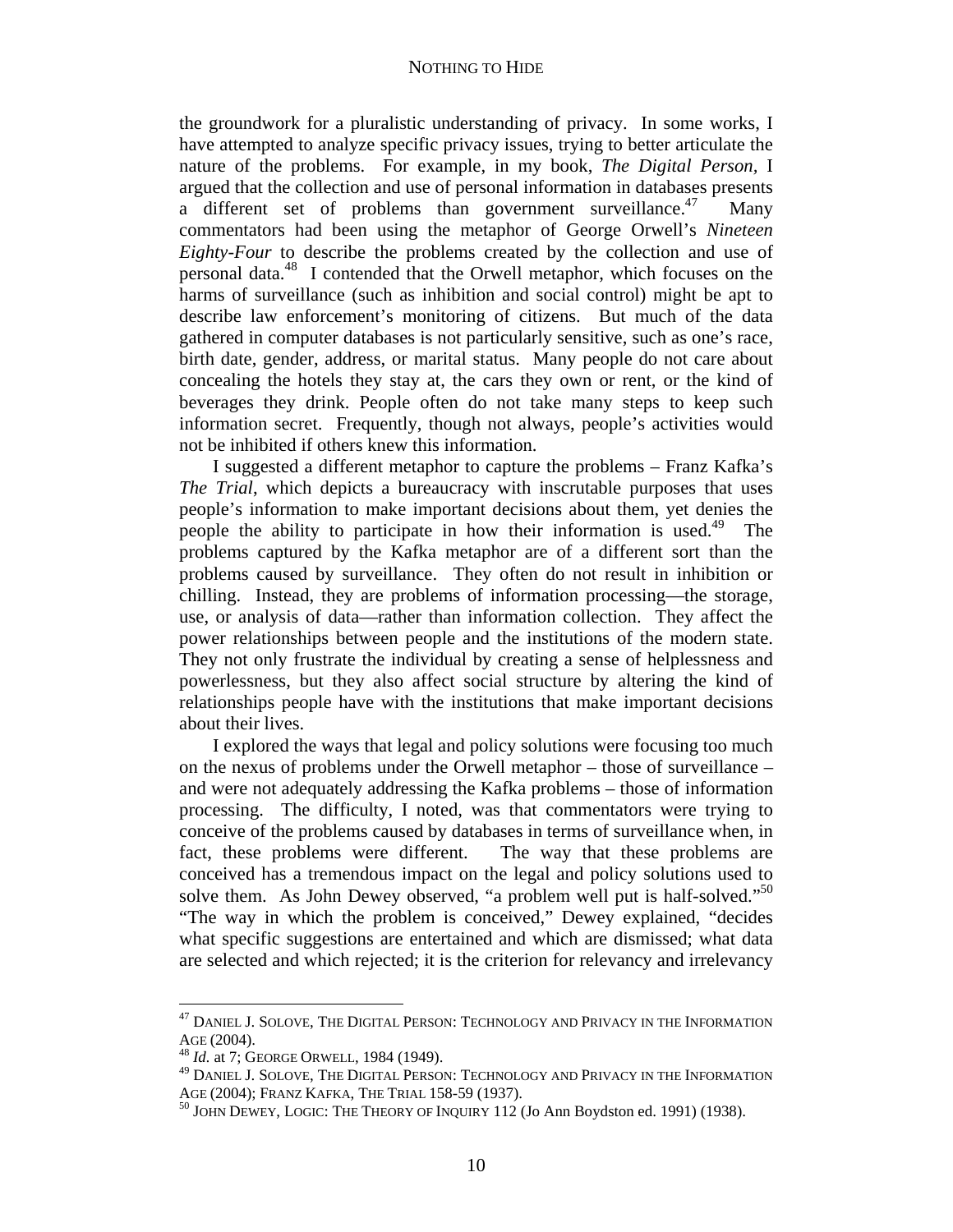the groundwork for a pluralistic understanding of privacy. In some works, I have attempted to analyze specific privacy issues, trying to better articulate the nature of the problems. For example, in my book, *The Digital Person,* I argued that the collection and use of personal information in databases presents a different set of problems than government surveillance.[47] Many commentators had been using the metaphor of George Orwell's *Nineteen Eighty-Four* to describe the problems created by the collection and use of personal data.[48] I contended that the Orwell metaphor, which focuses on the harms of surveillance (such as inhibition and social control) might be apt to describe law enforcement's monitoring of citizens. But much of the data gathered in computer databases is not particularly sensitive, such as one's race, birth date, gender, address, or marital status. Many people do not care about concealing the hotels they stay at, the cars they own or rent, or the kind of beverages they drink. People often do not take many steps to keep such information secret. Frequently, though not always, people's activities would not be inhibited if others knew this information.

I suggested a different metaphor to capture the problems – Franz Kafka's *The Trial*, which depicts a bureaucracy with inscrutable purposes that uses people's information to make important decisions about them, yet denies the people the ability to participate in how their information is used.[49] The problems captured by the Kafka metaphor are of a different sort than the problems caused by surveillance. They often do not result in inhibition or chilling. Instead, they are problems of information processing—the storage, use, or analysis of data—rather than information collection. They affect the power relationships between people and the institutions of the modern state. They not only frustrate the individual by creating a sense of helplessness and powerlessness, but they also affect social structure by altering the kind of relationships people have with the institutions that make important decisions about their lives.

I explored the ways that legal and policy solutions were focusing too much on the nexus of problems under the Orwell metaphor – those of surveillance – and were not adequately addressing the Kafka problems – those of information processing. The difficulty, I noted, was that commentators were trying to conceive of the problems caused by databases in terms of surveillance when, in fact, these problems were different. The way that these problems are conceived has a tremendous impact on the legal and policy solutions used to solve them. As John Dewey observed, "a problem well put is half-solved."[50] "The way in which the problem is conceived," Dewey explained, "decides what specific suggestions are entertained and which are dismissed; what data are selected and which rejected; it is the criterion for relevancy and irrelevancy

---

[47] DANIEL J. SOLOVE, THE DIGITAL PERSON: TECHNOLOGY AND PRIVACY IN THE INFORMATION AGE (2004).

[48] *Id.* at 7; GEORGE ORWELL, 1984 (1949).

[49] DANIEL J. SOLOVE, THE DIGITAL PERSON: TECHNOLOGY AND PRIVACY IN THE INFORMATION AGE (2004); FRANZ KAFKA, THE TRIAL 158-59 (1937).

[50] JOHN DEWEY, LOGIC: THE THEORY OF INQUIRY 112 (Jo Ann Boydston ed. 1991) (1938).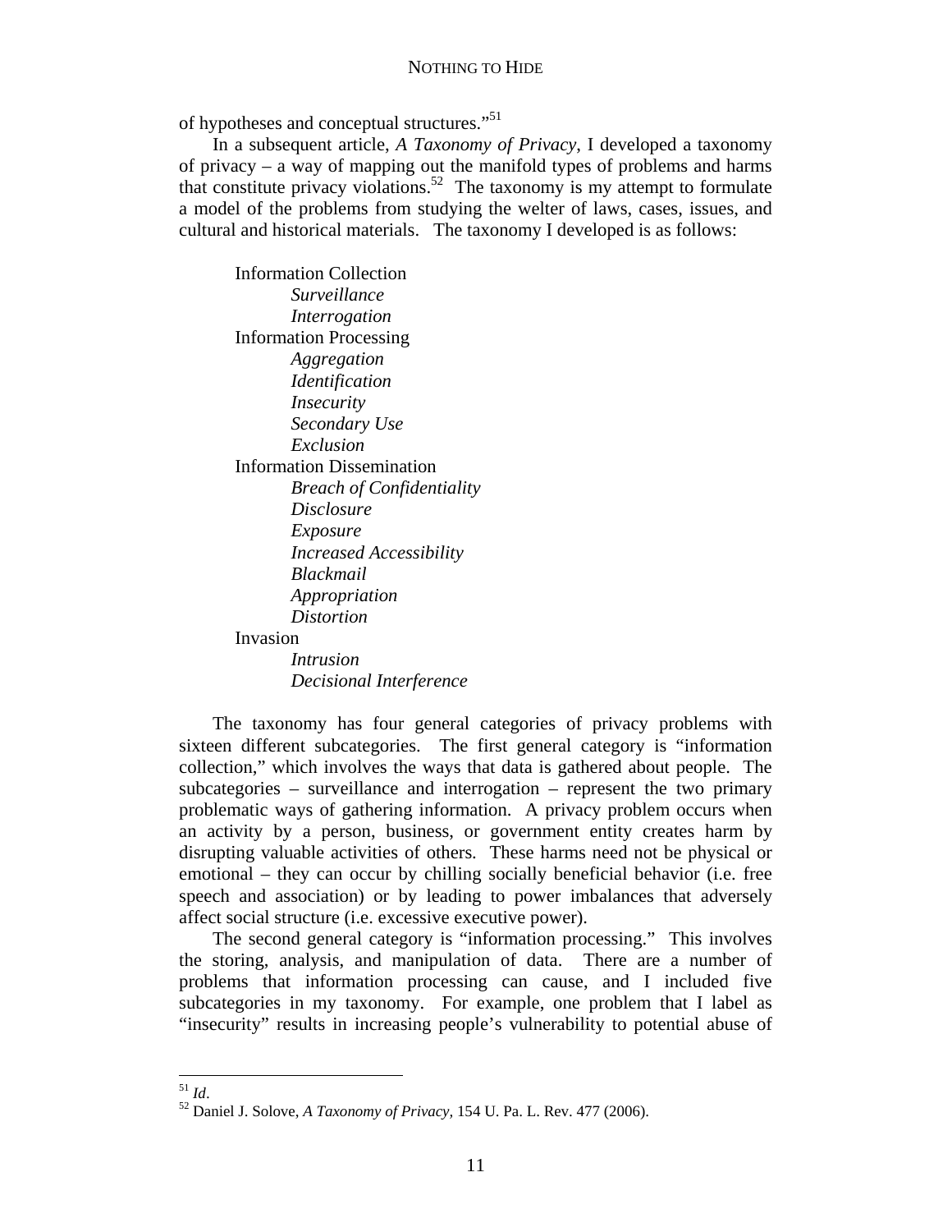of hypotheses and conceptual structures."[51]

In a subsequent article, *A Taxonomy of Privacy*, I developed a taxonomy of privacy – a way of mapping out the manifold types of problems and harms that constitute privacy violations.[52] The taxonomy is my attempt to formulate a model of the problems from studying the welter of laws, cases, issues, and cultural and historical materials. The taxonomy I developed is as follows:

- Information Collection
  - *Surveillance*
  - *Interrogation*
- Information Processing
  - *Aggregation*
  - *Identification*
  - *Insecurity*
  - *Secondary Use*
  - *Exclusion*
- Information Dissemination
  - *Breach of Confidentiality*
  - *Disclosure*
  - *Exposure*
  - *Increased Accessibility*
  - *Blackmail*
  - *Appropriation*
  - *Distortion*
- Invasion
  - *Intrusion*
  - *Decisional Interference*

The taxonomy has four general categories of privacy problems with sixteen different subcategories. The first general category is "information collection," which involves the ways that data is gathered about people. The subcategories – surveillance and interrogation – represent the two primary problematic ways of gathering information. A privacy problem occurs when an activity by a person, business, or government entity creates harm by disrupting valuable activities of others. These harms need not be physical or emotional – they can occur by chilling socially beneficial behavior (i.e. free speech and association) or by leading to power imbalances that adversely affect social structure (i.e. excessive executive power).

The second general category is "information processing." This involves the storing, analysis, and manipulation of data. There are a number of problems that information processing can cause, and I included five subcategories in my taxonomy. For example, one problem that I label as "insecurity" results in increasing people's vulnerability to potential abuse of

---

[51] *Id*.

[52] Daniel J. Solove, *A Taxonomy of Privacy*, 154 U. Pa. L. Rev. 477 (2006).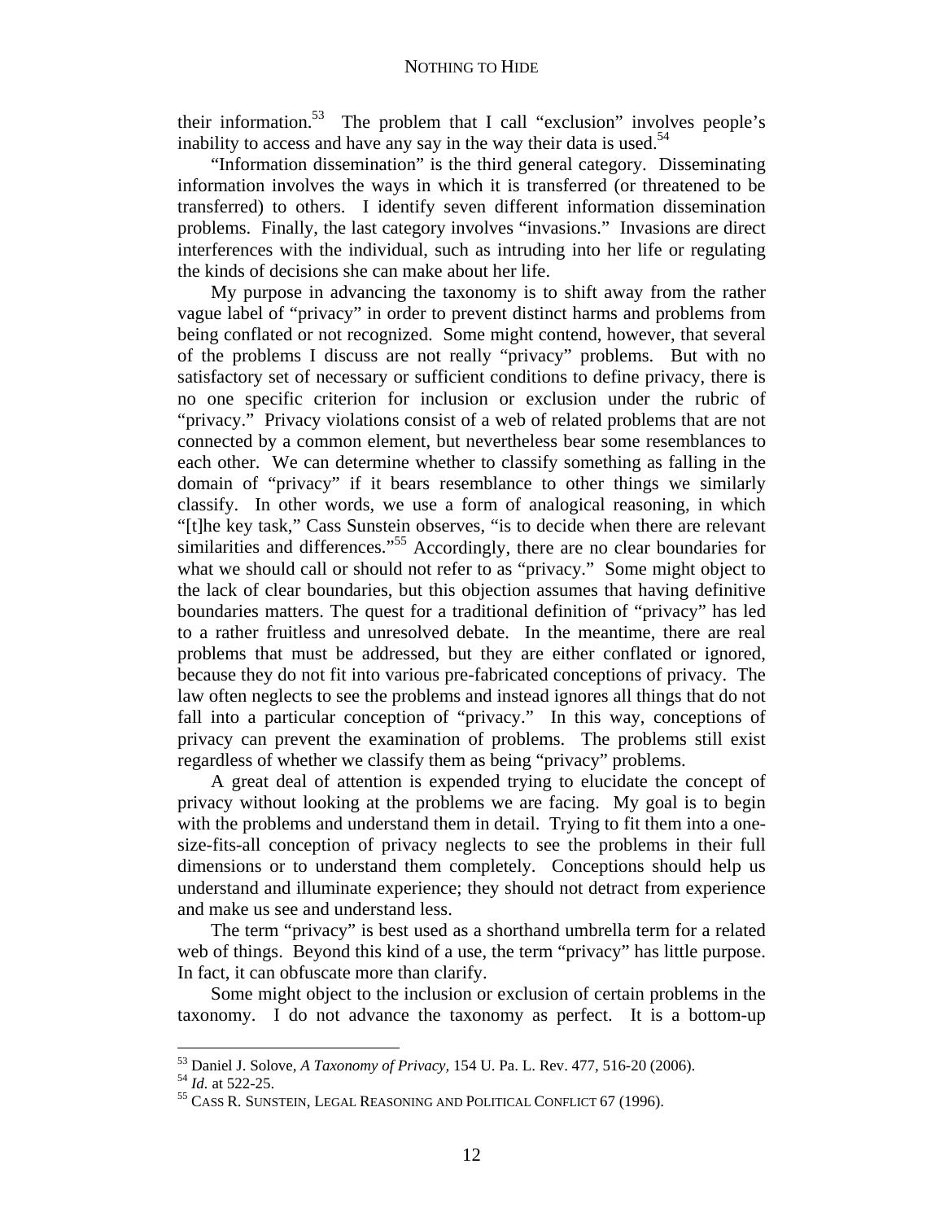their information.[53] The problem that I call "exclusion" involves people's inability to access and have any say in the way their data is used.[54]

"Information dissemination" is the third general category. Disseminating information involves the ways in which it is transferred (or threatened to be transferred) to others. I identify seven different information dissemination problems. Finally, the last category involves "invasions." Invasions are direct interferences with the individual, such as intruding into her life or regulating the kinds of decisions she can make about her life.

My purpose in advancing the taxonomy is to shift away from the rather vague label of "privacy" in order to prevent distinct harms and problems from being conflated or not recognized. Some might contend, however, that several of the problems I discuss are not really "privacy" problems. But with no satisfactory set of necessary or sufficient conditions to define privacy, there is no one specific criterion for inclusion or exclusion under the rubric of "privacy." Privacy violations consist of a web of related problems that are not connected by a common element, but nevertheless bear some resemblances to each other. We can determine whether to classify something as falling in the domain of "privacy" if it bears resemblance to other things we similarly classify. In other words, we use a form of analogical reasoning, in which "[t]he key task," Cass Sunstein observes, "is to decide when there are relevant similarities and differences."[55] Accordingly, there are no clear boundaries for what we should call or should not refer to as "privacy." Some might object to the lack of clear boundaries, but this objection assumes that having definitive boundaries matters. The quest for a traditional definition of "privacy" has led to a rather fruitless and unresolved debate. In the meantime, there are real problems that must be addressed, but they are either conflated or ignored, because they do not fit into various pre-fabricated conceptions of privacy. The law often neglects to see the problems and instead ignores all things that do not fall into a particular conception of "privacy." In this way, conceptions of privacy can prevent the examination of problems. The problems still exist regardless of whether we classify them as being "privacy" problems.

A great deal of attention is expended trying to elucidate the concept of privacy without looking at the problems we are facing. My goal is to begin with the problems and understand them in detail. Trying to fit them into a one-size-fits-all conception of privacy neglects to see the problems in their full dimensions or to understand them completely. Conceptions should help us understand and illuminate experience; they should not detract from experience and make us see and understand less.

The term "privacy" is best used as a shorthand umbrella term for a related web of things. Beyond this kind of a use, the term "privacy" has little purpose. In fact, it can obfuscate more than clarify.

Some might object to the inclusion or exclusion of certain problems in the taxonomy. I do not advance the taxonomy as perfect. It is a bottom-up

---

[53] Daniel J. Solove, *A Taxonomy of Privacy*, 154 U. Pa. L. Rev. 477, 516-20 (2006).

[54] *Id.* at 522-25.

[55] Cass R. Sunstein, Legal Reasoning and Political Conflict 67 (1996).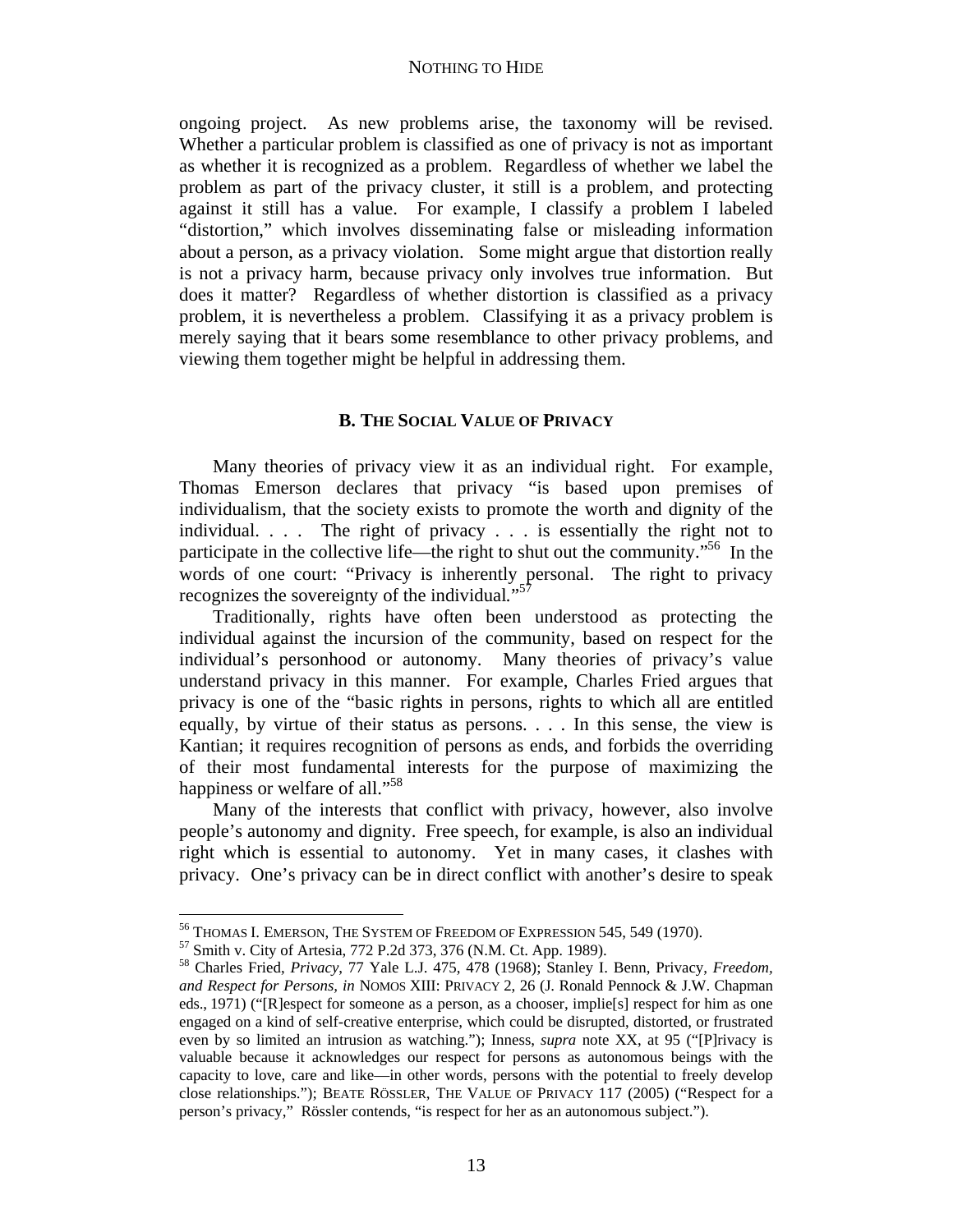ongoing project. As new problems arise, the taxonomy will be revised. Whether a particular problem is classified as one of privacy is not as important as whether it is recognized as a problem. Regardless of whether we label the problem as part of the privacy cluster, it still is a problem, and protecting against it still has a value. For example, I classify a problem I labeled "distortion," which involves disseminating false or misleading information about a person, as a privacy violation. Some might argue that distortion really is not a privacy harm, because privacy only involves true information. But does it matter? Regardless of whether distortion is classified as a privacy problem, it is nevertheless a problem. Classifying it as a privacy problem is merely saying that it bears some resemblance to other privacy problems, and viewing them together might be helpful in addressing them.

### B. The Social Value of Privacy

Many theories of privacy view it as an individual right. For example, Thomas Emerson declares that privacy "is based upon premises of individualism, that the society exists to promote the worth and dignity of the individual. . . . The right of privacy . . . is essentially the right not to participate in the collective life—the right to shut out the community."[56] In the words of one court: "Privacy is inherently personal. The right to privacy recognizes the sovereignty of the individual."[57]

Traditionally, rights have often been understood as protecting the individual against the incursion of the community, based on respect for the individual's personhood or autonomy. Many theories of privacy's value understand privacy in this manner. For example, Charles Fried argues that privacy is one of the "basic rights in persons, rights to which all are entitled equally, by virtue of their status as persons. . . . In this sense, the view is Kantian; it requires recognition of persons as ends, and forbids the overriding of their most fundamental interests for the purpose of maximizing the happiness or welfare of all."[58]

Many of the interests that conflict with privacy, however, also involve people's autonomy and dignity. Free speech, for example, is also an individual right which is essential to autonomy. Yet in many cases, it clashes with privacy. One's privacy can be in direct conflict with another's desire to speak

---

[56] Thomas I. Emerson, The System of Freedom of Expression 545, 549 (1970).

[57] Smith v. City of Artesia, 772 P.2d 373, 376 (N.M. Ct. App. 1989).

[58] Charles Fried, *Privacy*, 77 Yale L.J. 475, 478 (1968); Stanley I. Benn, Privacy, *Freedom, and Respect for Persons, in* Nomos XIII: Privacy 2, 26 (J. Ronald Pennock & J.W. Chapman eds., 1971) ("[R]espect for someone as a person, as a chooser, implie[s] respect for him as one engaged on a kind of self-creative enterprise, which could be disrupted, distorted, or frustrated even by so limited an intrusion as watching."); Inness, *supra* note XX, at 95 ("[P]rivacy is valuable because it acknowledges our respect for persons as autonomous beings with the capacity to love, care and like—in other words, persons with the potential to freely develop close relationships."); Beate Rössler, The Value of Privacy 117 (2005) ("Respect for a person's privacy," Rössler contends, "is respect for her as an autonomous subject.").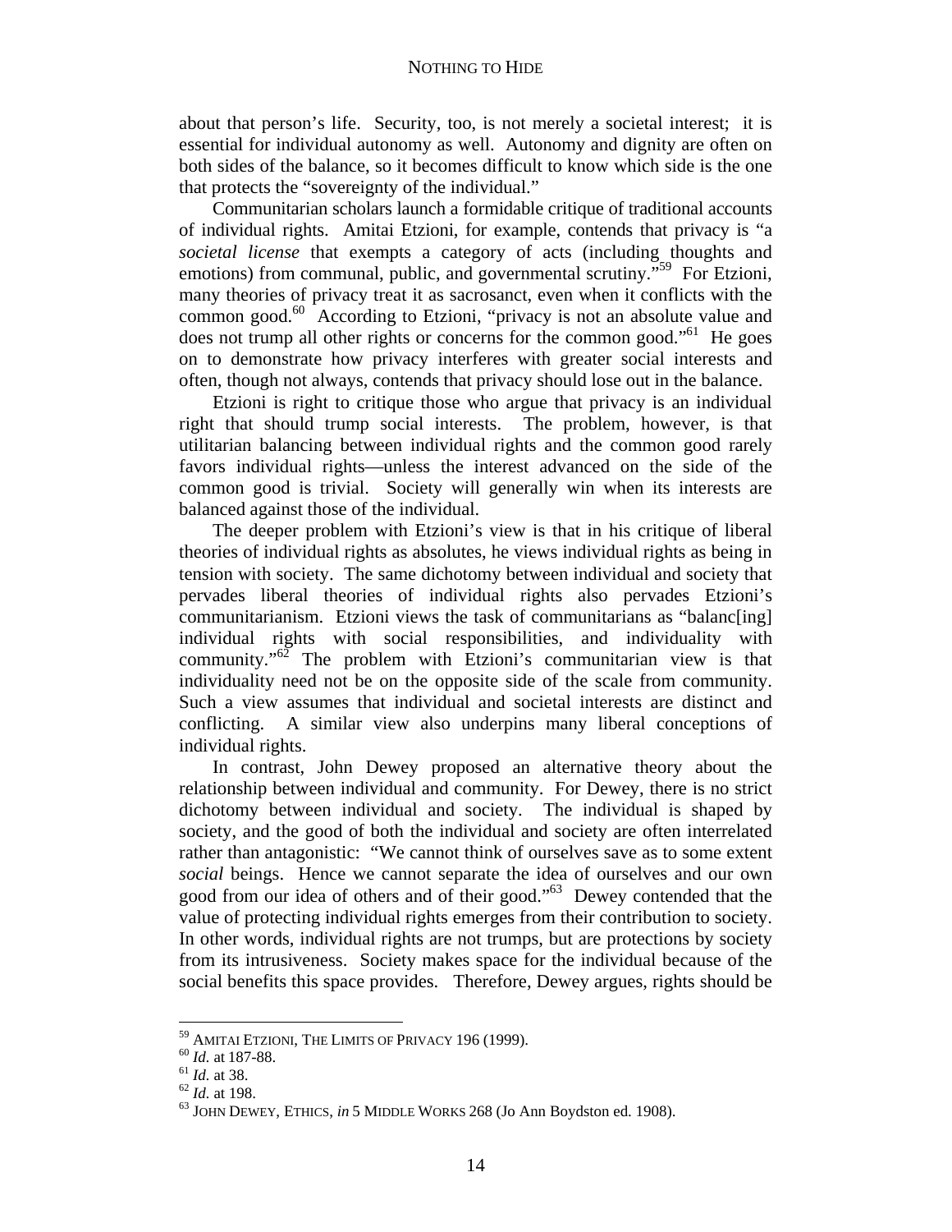about that person's life. Security, too, is not merely a societal interest; it is essential for individual autonomy as well. Autonomy and dignity are often on both sides of the balance, so it becomes difficult to know which side is the one that protects the "sovereignty of the individual."

Communitarian scholars launch a formidable critique of traditional accounts of individual rights. Amitai Etzioni, for example, contends that privacy is "a *societal license* that exempts a category of acts (including thoughts and emotions) from communal, public, and governmental scrutiny."[59] For Etzioni, many theories of privacy treat it as sacrosanct, even when it conflicts with the common good.[60] According to Etzioni, "privacy is not an absolute value and does not trump all other rights or concerns for the common good."[61] He goes on to demonstrate how privacy interferes with greater social interests and often, though not always, contends that privacy should lose out in the balance.

Etzioni is right to critique those who argue that privacy is an individual right that should trump social interests. The problem, however, is that utilitarian balancing between individual rights and the common good rarely favors individual rights—unless the interest advanced on the side of the common good is trivial. Society will generally win when its interests are balanced against those of the individual.

The deeper problem with Etzioni's view is that in his critique of liberal theories of individual rights as absolutes, he views individual rights as being in tension with society. The same dichotomy between individual and society that pervades liberal theories of individual rights also pervades Etzioni's communitarianism. Etzioni views the task of communitarians as "balanc[ing] individual rights with social responsibilities, and individuality with community."[62] The problem with Etzioni's communitarian view is that individuality need not be on the opposite side of the scale from community. Such a view assumes that individual and societal interests are distinct and conflicting. A similar view also underpins many liberal conceptions of individual rights.

In contrast, John Dewey proposed an alternative theory about the relationship between individual and community. For Dewey, there is no strict dichotomy between individual and society. The individual is shaped by society, and the good of both the individual and society are often interrelated rather than antagonistic: "We cannot think of ourselves save as to some extent *social* beings. Hence we cannot separate the idea of ourselves and our own good from our idea of others and of their good."[63] Dewey contended that the value of protecting individual rights emerges from their contribution to society. In other words, individual rights are not trumps, but are protections by society from its intrusiveness. Society makes space for the individual because of the social benefits this space provides. Therefore, Dewey argues, rights should be

---

[59] AMITAI ETZIONI, THE LIMITS OF PRIVACY 196 (1999).
[60] *Id.* at 187-88.
[61] *Id.* at 38.
[62] *Id.* at 198.
[63] JOHN DEWEY, ETHICS, *in* 5 MIDDLE WORKS 268 (Jo Ann Boydston ed. 1908).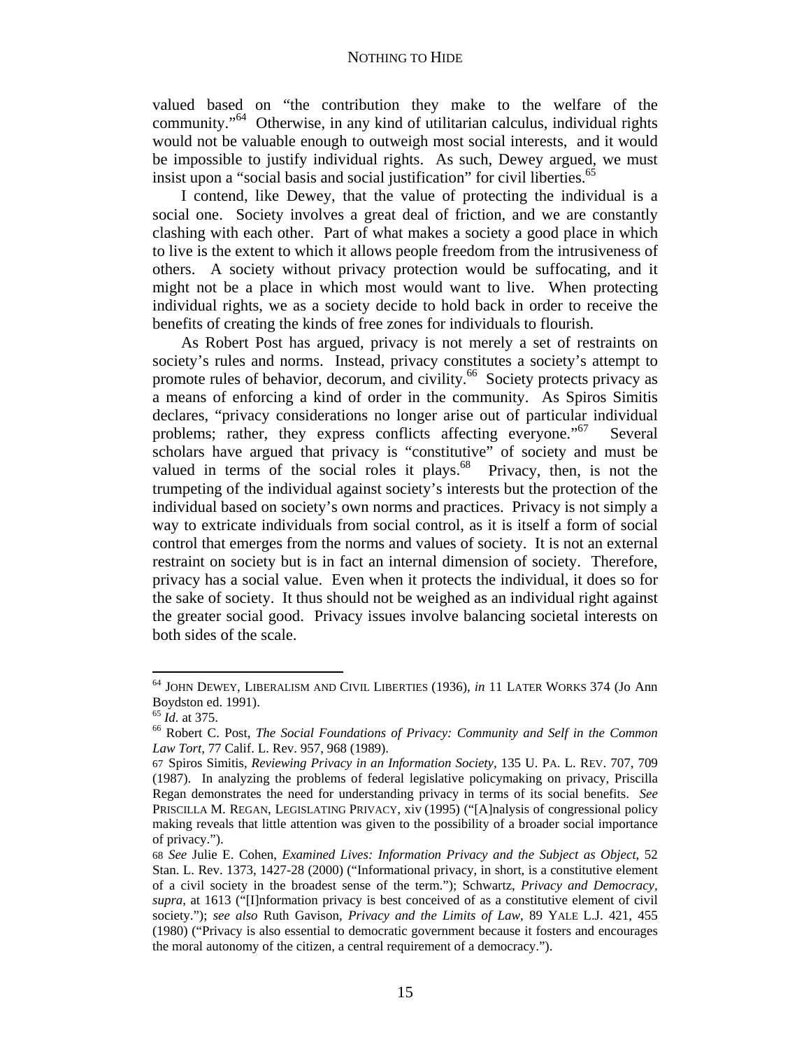valued based on "the contribution they make to the welfare of the community."[64] Otherwise, in any kind of utilitarian calculus, individual rights would not be valuable enough to outweigh most social interests, and it would be impossible to justify individual rights. As such, Dewey argued, we must insist upon a "social basis and social justification" for civil liberties.[65]

I contend, like Dewey, that the value of protecting the individual is a social one. Society involves a great deal of friction, and we are constantly clashing with each other. Part of what makes a society a good place in which to live is the extent to which it allows people freedom from the intrusiveness of others. A society without privacy protection would be suffocating, and it might not be a place in which most would want to live. When protecting individual rights, we as a society decide to hold back in order to receive the benefits of creating the kinds of free zones for individuals to flourish.

As Robert Post has argued, privacy is not merely a set of restraints on society's rules and norms. Instead, privacy constitutes a society's attempt to promote rules of behavior, decorum, and civility.[66] Society protects privacy as a means of enforcing a kind of order in the community. As Spiros Simitis declares, "privacy considerations no longer arise out of particular individual problems; rather, they express conflicts affecting everyone."[67] Several scholars have argued that privacy is "constitutive" of society and must be valued in terms of the social roles it plays.[68] Privacy, then, is not the trumpeting of the individual against society's interests but the protection of the individual based on society's own norms and practices. Privacy is not simply a way to extricate individuals from social control, as it is itself a form of social control that emerges from the norms and values of society. It is not an external restraint on society but is in fact an internal dimension of society. Therefore, privacy has a social value. Even when it protects the individual, it does so for the sake of society. It thus should not be weighed as an individual right against the greater social good. Privacy issues involve balancing societal interests on both sides of the scale.

---

[64] JOHN DEWEY, LIBERALISM AND CIVIL LIBERTIES (1936), *in* 11 LATER WORKS 374 (Jo Ann Boydston ed. 1991).

[65] *Id.* at 375.

[66] Robert C. Post, *The Social Foundations of Privacy: Community and Self in the Common Law Tort*, 77 Calif. L. Rev. 957, 968 (1989).

[67] Spiros Simitis, *Reviewing Privacy in an Information Society*, 135 U. PA. L. REV. 707, 709 (1987). In analyzing the problems of federal legislative policymaking on privacy, Priscilla Regan demonstrates the need for understanding privacy in terms of its social benefits. *See* PRISCILLA M. REGAN, LEGISLATING PRIVACY, xiv (1995) ("[A]nalysis of congressional policy making reveals that little attention was given to the possibility of a broader social importance of privacy.").

[68] *See* Julie E. Cohen, *Examined Lives: Information Privacy and the Subject as Object*, 52 Stan. L. Rev. 1373, 1427-28 (2000) ("Informational privacy, in short, is a constitutive element of a civil society in the broadest sense of the term."); Schwartz, *Privacy and Democracy*, *supra*, at 1613 ("[I]nformation privacy is best conceived of as a constitutive element of civil society."); *see also* Ruth Gavison, *Privacy and the Limits of Law*, 89 YALE L.J. 421, 455 (1980) ("Privacy is also essential to democratic government because it fosters and encourages the moral autonomy of the citizen, a central requirement of a democracy.").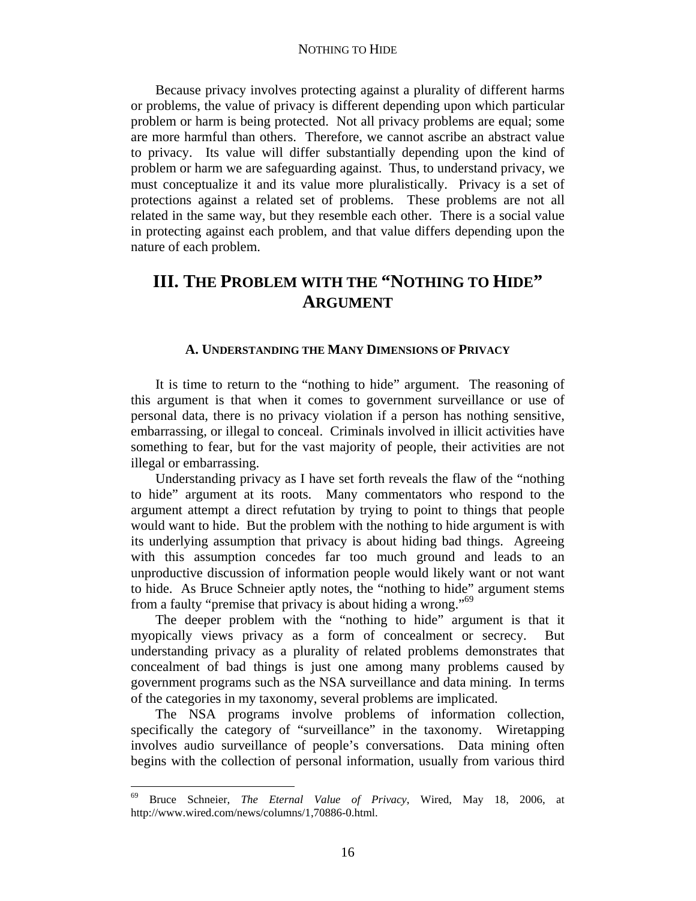Because privacy involves protecting against a plurality of different harms or problems, the value of privacy is different depending upon which particular problem or harm is being protected. Not all privacy problems are equal; some are more harmful than others. Therefore, we cannot ascribe an abstract value to privacy. Its value will differ substantially depending upon the kind of problem or harm we are safeguarding against. Thus, to understand privacy, we must conceptualize it and its value more pluralistically. Privacy is a set of protections against a related set of problems. These problems are not all related in the same way, but they resemble each other. There is a social value in protecting against each problem, and that value differs depending upon the nature of each problem.

# III. THE PROBLEM WITH THE "NOTHING TO HIDE" ARGUMENT

### A. UNDERSTANDING THE MANY DIMENSIONS OF PRIVACY

It is time to return to the "nothing to hide" argument. The reasoning of this argument is that when it comes to government surveillance or use of personal data, there is no privacy violation if a person has nothing sensitive, embarrassing, or illegal to conceal. Criminals involved in illicit activities have something to fear, but for the vast majority of people, their activities are not illegal or embarrassing.

Understanding privacy as I have set forth reveals the flaw of the "nothing to hide" argument at its roots. Many commentators who respond to the argument attempt a direct refutation by trying to point to things that people would want to hide. But the problem with the nothing to hide argument is with its underlying assumption that privacy is about hiding bad things. Agreeing with this assumption concedes far too much ground and leads to an unproductive discussion of information people would likely want or not want to hide. As Bruce Schneier aptly notes, the "nothing to hide" argument stems from a faulty "premise that privacy is about hiding a wrong."[69]

The deeper problem with the "nothing to hide" argument is that it myopically views privacy as a form of concealment or secrecy. But understanding privacy as a plurality of related problems demonstrates that concealment of bad things is just one among many problems caused by government programs such as the NSA surveillance and data mining. In terms of the categories in my taxonomy, several problems are implicated.

The NSA programs involve problems of information collection, specifically the category of "surveillance" in the taxonomy. Wiretapping involves audio surveillance of people's conversations. Data mining often begins with the collection of personal information, usually from various third

---

[69] Bruce Schneier, *The Eternal Value of Privacy*, Wired, May 18, 2006, at http://www.wired.com/news/columns/1,70886-0.html.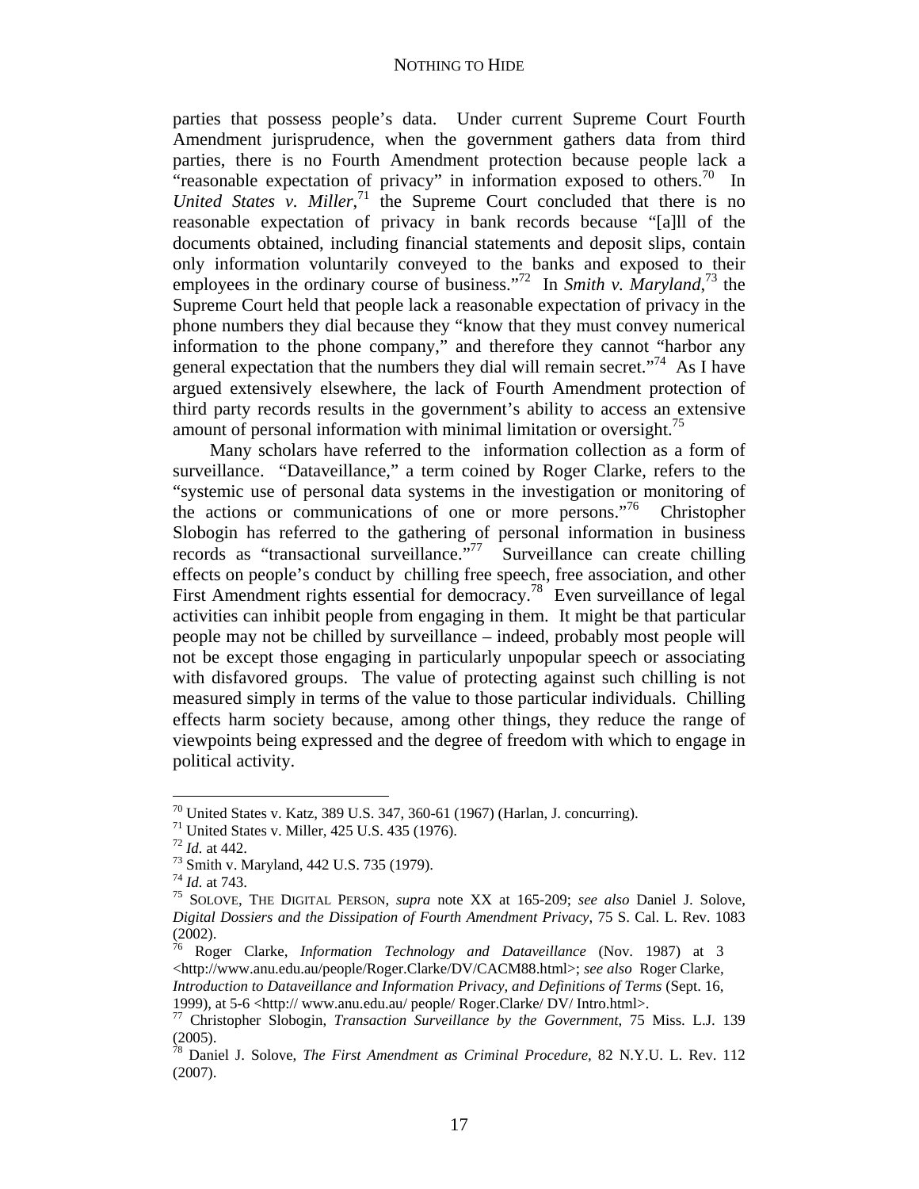parties that possess people's data. Under current Supreme Court Fourth Amendment jurisprudence, when the government gathers data from third parties, there is no Fourth Amendment protection because people lack a "reasonable expectation of privacy" in information exposed to others.[70] In *United States v. Miller*,[71] the Supreme Court concluded that there is no reasonable expectation of privacy in bank records because "[a]ll of the documents obtained, including financial statements and deposit slips, contain only information voluntarily conveyed to the banks and exposed to their employees in the ordinary course of business."[72] In *Smith v. Maryland*,[73] the Supreme Court held that people lack a reasonable expectation of privacy in the phone numbers they dial because they "know that they must convey numerical information to the phone company," and therefore they cannot "harbor any general expectation that the numbers they dial will remain secret."[74] As I have argued extensively elsewhere, the lack of Fourth Amendment protection of third party records results in the government's ability to access an extensive amount of personal information with minimal limitation or oversight.[75]

Many scholars have referred to the information collection as a form of surveillance. "Dataveillance," a term coined by Roger Clarke, refers to the "systemic use of personal data systems in the investigation or monitoring of the actions or communications of one or more persons."[76] Christopher Slobogin has referred to the gathering of personal information in business records as "transactional surveillance."[77] Surveillance can create chilling effects on people's conduct by chilling free speech, free association, and other First Amendment rights essential for democracy.[78] Even surveillance of legal activities can inhibit people from engaging in them. It might be that particular people may not be chilled by surveillance – indeed, probably most people will not be except those engaging in particularly unpopular speech or associating with disfavored groups. The value of protecting against such chilling is not measured simply in terms of the value to those particular individuals. Chilling effects harm society because, among other things, they reduce the range of viewpoints being expressed and the degree of freedom with which to engage in political activity.

---

[70] United States v. Katz, 389 U.S. 347, 360-61 (1967) (Harlan, J. concurring).

[71] United States v. Miller, 425 U.S. 435 (1976).

[72] *Id.* at 442.

[73] Smith v. Maryland, 442 U.S. 735 (1979).

[74] *Id.* at 743.

[75] SOLOVE, THE DIGITAL PERSON, *supra* note XX at 165-209; *see also* Daniel J. Solove, *Digital Dossiers and the Dissipation of Fourth Amendment Privacy*, 75 S. Cal. L. Rev. 1083 (2002).

[76] Roger Clarke, *Information Technology and Dataveillance* (Nov. 1987) at 3 <http://www.anu.edu.au/people/Roger.Clarke/DV/CACM88.html>; *see also* Roger Clarke, *Introduction to Dataveillance and Information Privacy, and Definitions of Terms* (Sept. 16, 1999), at 5-6 <http:// www.anu.edu.au/ people/ Roger.Clarke/ DV/ Intro.html>.

[77] Christopher Slobogin, *Transaction Surveillance by the Government*, 75 Miss. L.J. 139 (2005).

[78] Daniel J. Solove, *The First Amendment as Criminal Procedure*, 82 N.Y.U. L. Rev. 112 (2007).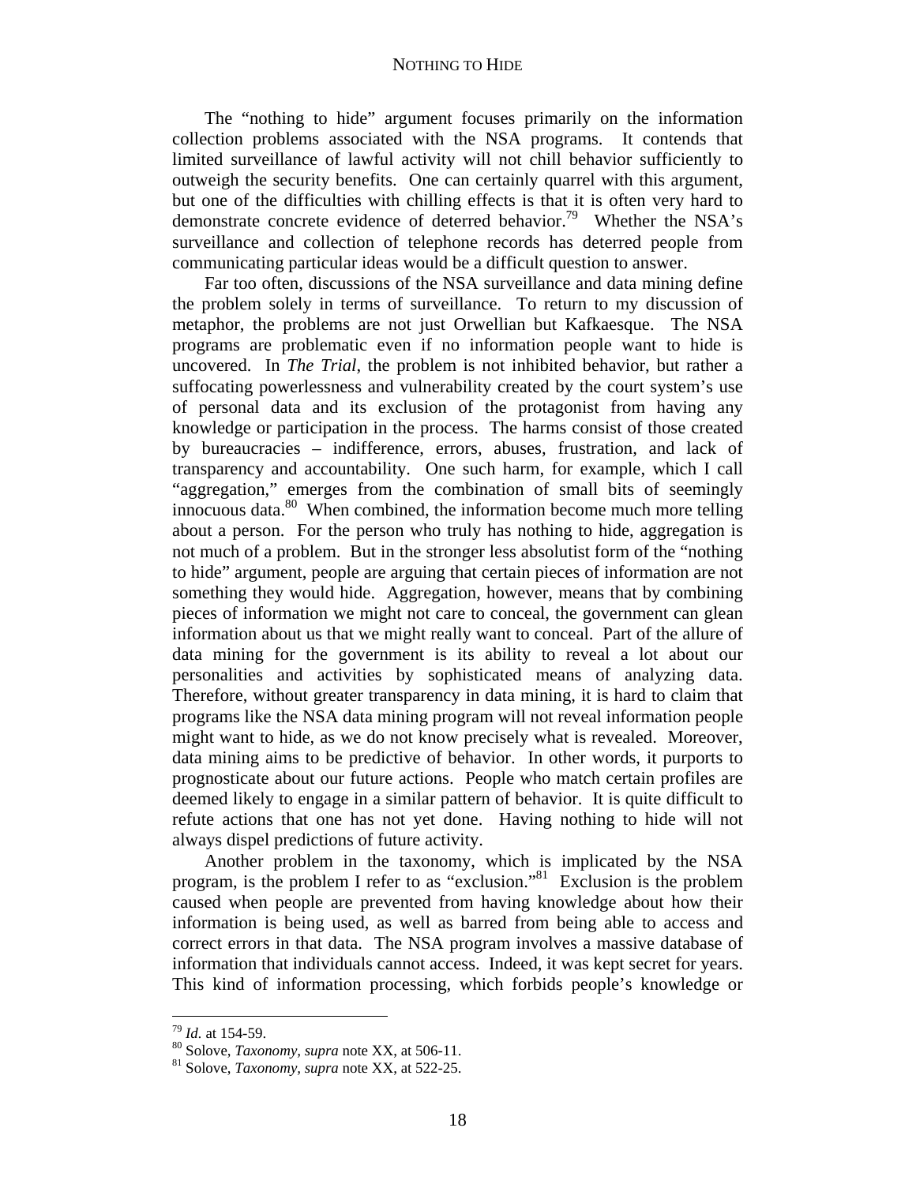The "nothing to hide" argument focuses primarily on the information collection problems associated with the NSA programs. It contends that limited surveillance of lawful activity will not chill behavior sufficiently to outweigh the security benefits. One can certainly quarrel with this argument, but one of the difficulties with chilling effects is that it is often very hard to demonstrate concrete evidence of deterred behavior.[79] Whether the NSA's surveillance and collection of telephone records has deterred people from communicating particular ideas would be a difficult question to answer.

Far too often, discussions of the NSA surveillance and data mining define the problem solely in terms of surveillance. To return to my discussion of metaphor, the problems are not just Orwellian but Kafkaesque. The NSA programs are problematic even if no information people want to hide is uncovered. In *The Trial*, the problem is not inhibited behavior, but rather a suffocating powerlessness and vulnerability created by the court system's use of personal data and its exclusion of the protagonist from having any knowledge or participation in the process. The harms consist of those created by bureaucracies – indifference, errors, abuses, frustration, and lack of transparency and accountability. One such harm, for example, which I call "aggregation," emerges from the combination of small bits of seemingly innocuous data.[80] When combined, the information become much more telling about a person. For the person who truly has nothing to hide, aggregation is not much of a problem. But in the stronger less absolutist form of the "nothing to hide" argument, people are arguing that certain pieces of information are not something they would hide. Aggregation, however, means that by combining pieces of information we might not care to conceal, the government can glean information about us that we might really want to conceal. Part of the allure of data mining for the government is its ability to reveal a lot about our personalities and activities by sophisticated means of analyzing data. Therefore, without greater transparency in data mining, it is hard to claim that programs like the NSA data mining program will not reveal information people might want to hide, as we do not know precisely what is revealed. Moreover, data mining aims to be predictive of behavior. In other words, it purports to prognosticate about our future actions. People who match certain profiles are deemed likely to engage in a similar pattern of behavior. It is quite difficult to refute actions that one has not yet done. Having nothing to hide will not always dispel predictions of future activity.

Another problem in the taxonomy, which is implicated by the NSA program, is the problem I refer to as "exclusion."[81] Exclusion is the problem caused when people are prevented from having knowledge about how their information is being used, as well as barred from being able to access and correct errors in that data. The NSA program involves a massive database of information that individuals cannot access. Indeed, it was kept secret for years. This kind of information processing, which forbids people's knowledge or

---

[79] *Id.* at 154-59.

[80] Solove, *Taxonomy, supra* note XX, at 506-11.

[81] Solove, *Taxonomy, supra* note XX, at 522-25.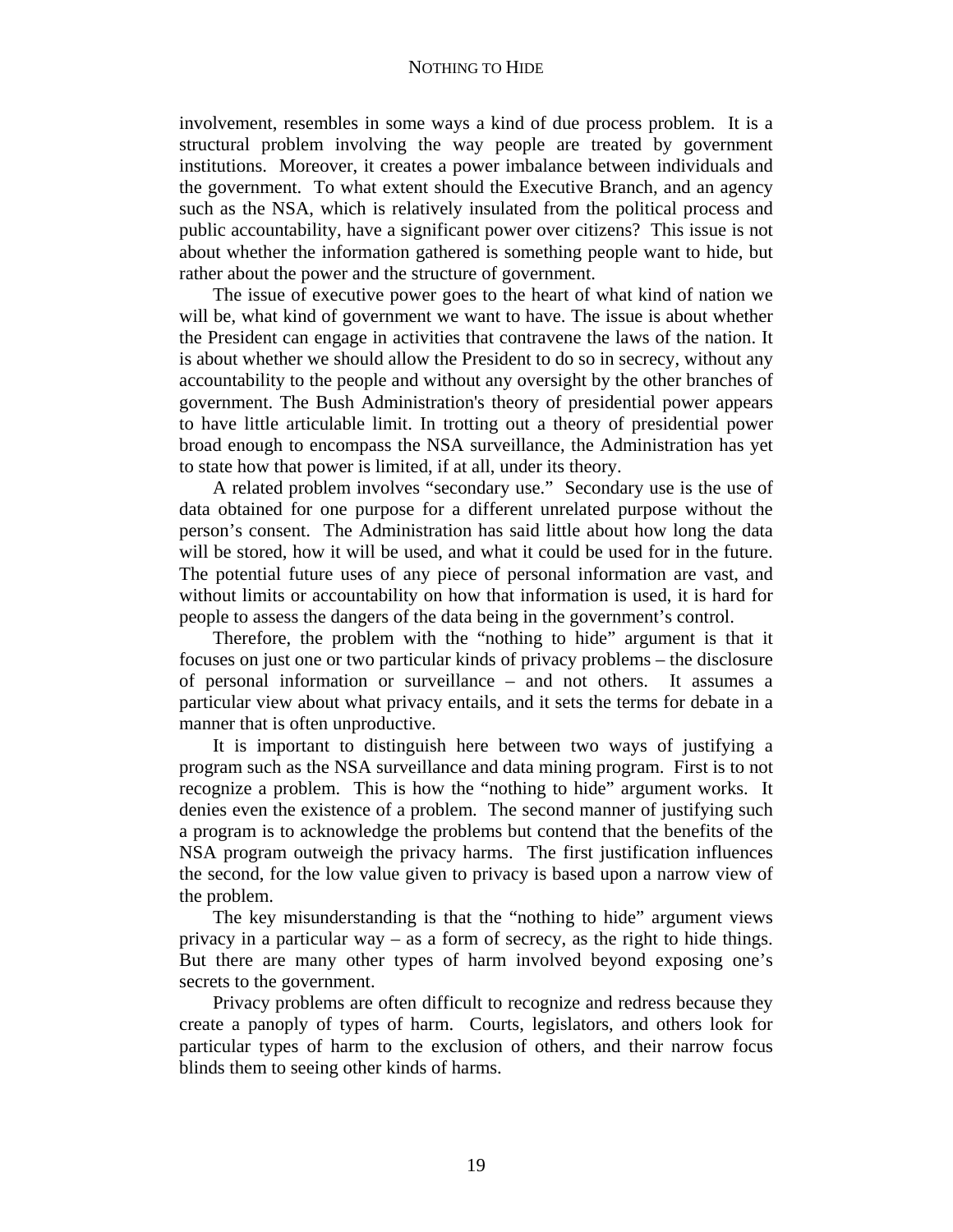involvement, resembles in some ways a kind of due process problem. It is a structural problem involving the way people are treated by government institutions. Moreover, it creates a power imbalance between individuals and the government. To what extent should the Executive Branch, and an agency such as the NSA, which is relatively insulated from the political process and public accountability, have a significant power over citizens? This issue is not about whether the information gathered is something people want to hide, but rather about the power and the structure of government.

The issue of executive power goes to the heart of what kind of nation we will be, what kind of government we want to have. The issue is about whether the President can engage in activities that contravene the laws of the nation. It is about whether we should allow the President to do so in secrecy, without any accountability to the people and without any oversight by the other branches of government. The Bush Administration's theory of presidential power appears to have little articulable limit. In trotting out a theory of presidential power broad enough to encompass the NSA surveillance, the Administration has yet to state how that power is limited, if at all, under its theory.

A related problem involves "secondary use." Secondary use is the use of data obtained for one purpose for a different unrelated purpose without the person's consent. The Administration has said little about how long the data will be stored, how it will be used, and what it could be used for in the future. The potential future uses of any piece of personal information are vast, and without limits or accountability on how that information is used, it is hard for people to assess the dangers of the data being in the government's control.

Therefore, the problem with the "nothing to hide" argument is that it focuses on just one or two particular kinds of privacy problems – the disclosure of personal information or surveillance – and not others. It assumes a particular view about what privacy entails, and it sets the terms for debate in a manner that is often unproductive.

It is important to distinguish here between two ways of justifying a program such as the NSA surveillance and data mining program. First is to not recognize a problem. This is how the "nothing to hide" argument works. It denies even the existence of a problem. The second manner of justifying such a program is to acknowledge the problems but contend that the benefits of the NSA program outweigh the privacy harms. The first justification influences the second, for the low value given to privacy is based upon a narrow view of the problem.

The key misunderstanding is that the "nothing to hide" argument views privacy in a particular way – as a form of secrecy, as the right to hide things. But there are many other types of harm involved beyond exposing one's secrets to the government.

Privacy problems are often difficult to recognize and redress because they create a panoply of types of harm. Courts, legislators, and others look for particular types of harm to the exclusion of others, and their narrow focus blinds them to seeing other kinds of harms.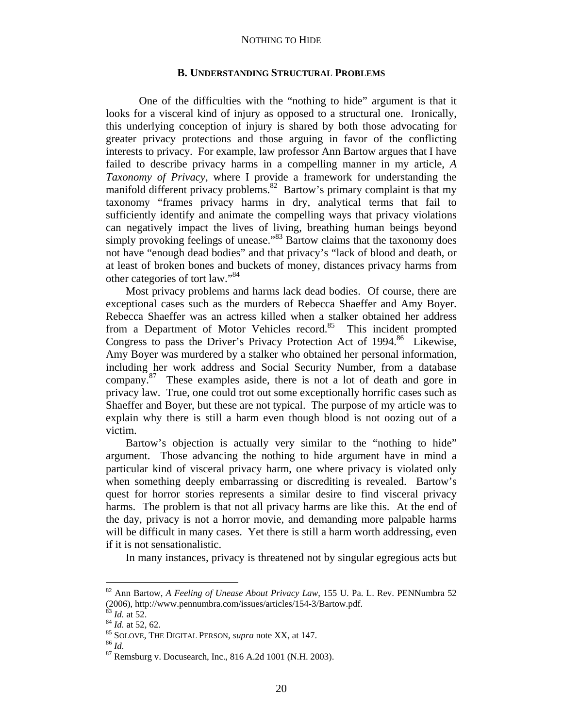### B. UNDERSTANDING STRUCTURAL PROBLEMS

One of the difficulties with the "nothing to hide" argument is that it looks for a visceral kind of injury as opposed to a structural one. Ironically, this underlying conception of injury is shared by both those advocating for greater privacy protections and those arguing in favor of the conflicting interests to privacy. For example, law professor Ann Bartow argues that I have failed to describe privacy harms in a compelling manner in my article, *A Taxonomy of Privacy*, where I provide a framework for understanding the manifold different privacy problems.[82] Bartow's primary complaint is that my taxonomy "frames privacy harms in dry, analytical terms that fail to sufficiently identify and animate the compelling ways that privacy violations can negatively impact the lives of living, breathing human beings beyond simply provoking feelings of unease."[83] Bartow claims that the taxonomy does not have "enough dead bodies" and that privacy's "lack of blood and death, or at least of broken bones and buckets of money, distances privacy harms from other categories of tort law."[84]

Most privacy problems and harms lack dead bodies. Of course, there are exceptional cases such as the murders of Rebecca Shaeffer and Amy Boyer. Rebecca Shaeffer was an actress killed when a stalker obtained her address from a Department of Motor Vehicles record.[85] This incident prompted Congress to pass the Driver's Privacy Protection Act of 1994.[86] Likewise, Amy Boyer was murdered by a stalker who obtained her personal information, including her work address and Social Security Number, from a database company.[87] These examples aside, there is not a lot of death and gore in privacy law. True, one could trot out some exceptionally horrific cases such as Shaeffer and Boyer, but these are not typical. The purpose of my article was to explain why there is still a harm even though blood is not oozing out of a victim.

Bartow's objection is actually very similar to the "nothing to hide" argument. Those advancing the nothing to hide argument have in mind a particular kind of visceral privacy harm, one where privacy is violated only when something deeply embarrassing or discrediting is revealed. Bartow's quest for horror stories represents a similar desire to find visceral privacy harms. The problem is that not all privacy harms are like this. At the end of the day, privacy is not a horror movie, and demanding more palpable harms will be difficult in many cases. Yet there is still a harm worth addressing, even if it is not sensationalistic.

In many instances, privacy is threatened not by singular egregious acts but

---

[82] Ann Bartow, *A Feeling of Unease About Privacy Law*, 155 U. Pa. L. Rev. PENNumbra 52 (2006), http://www.pennumbra.com/issues/articles/154-3/Bartow.pdf.

[83] *Id.* at 52.

[84] *Id.* at 52, 62.

[85] SOLOVE, THE DIGITAL PERSON, *supra* note XX, at 147.

[86] *Id.*

[87] Remsburg v. Docusearch, Inc., 816 A.2d 1001 (N.H. 2003).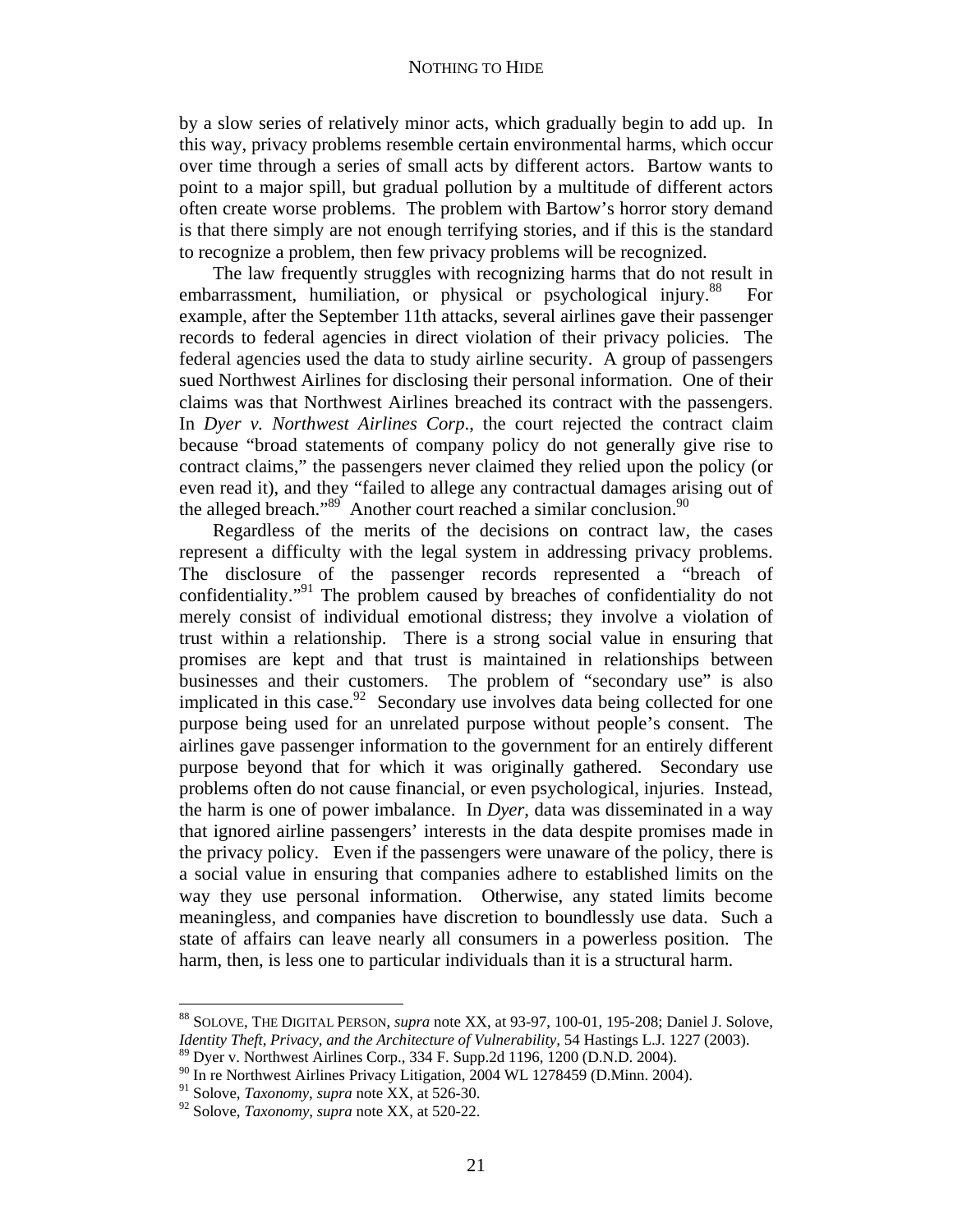by a slow series of relatively minor acts, which gradually begin to add up. In this way, privacy problems resemble certain environmental harms, which occur over time through a series of small acts by different actors. Bartow wants to point to a major spill, but gradual pollution by a multitude of different actors often create worse problems. The problem with Bartow's horror story demand is that there simply are not enough terrifying stories, and if this is the standard to recognize a problem, then few privacy problems will be recognized.

The law frequently struggles with recognizing harms that do not result in embarrassment, humiliation, or physical or psychological injury.[88] For example, after the September 11th attacks, several airlines gave their passenger records to federal agencies in direct violation of their privacy policies. The federal agencies used the data to study airline security. A group of passengers sued Northwest Airlines for disclosing their personal information. One of their claims was that Northwest Airlines breached its contract with the passengers. In *Dyer v. Northwest Airlines Corp.*, the court rejected the contract claim because "broad statements of company policy do not generally give rise to contract claims," the passengers never claimed they relied upon the policy (or even read it), and they "failed to allege any contractual damages arising out of the alleged breach."[89] Another court reached a similar conclusion.[90]

Regardless of the merits of the decisions on contract law, the cases represent a difficulty with the legal system in addressing privacy problems. The disclosure of the passenger records represented a "breach of confidentiality."[91] The problem caused by breaches of confidentiality do not merely consist of individual emotional distress; they involve a violation of trust within a relationship. There is a strong social value in ensuring that promises are kept and that trust is maintained in relationships between businesses and their customers. The problem of "secondary use" is also implicated in this case.[92] Secondary use involves data being collected for one purpose being used for an unrelated purpose without people's consent. The airlines gave passenger information to the government for an entirely different purpose beyond that for which it was originally gathered. Secondary use problems often do not cause financial, or even psychological, injuries. Instead, the harm is one of power imbalance. In *Dyer*, data was disseminated in a way that ignored airline passengers' interests in the data despite promises made in the privacy policy. Even if the passengers were unaware of the policy, there is a social value in ensuring that companies adhere to established limits on the way they use personal information. Otherwise, any stated limits become meaningless, and companies have discretion to boundlessly use data. Such a state of affairs can leave nearly all consumers in a powerless position. The harm, then, is less one to particular individuals than it is a structural harm.

---

[88] SOLOVE, THE DIGITAL PERSON, *supra* note XX, at 93-97, 100-01, 195-208; Daniel J. Solove, *Identity Theft, Privacy, and the Architecture of Vulnerability*, 54 Hastings L.J. 1227 (2003).

[89] Dyer v. Northwest Airlines Corp., 334 F. Supp.2d 1196, 1200 (D.N.D. 2004).

[90] In re Northwest Airlines Privacy Litigation, 2004 WL 1278459 (D.Minn. 2004).

[91] Solove, *Taxonomy*, *supra* note XX, at 526-30.

[92] Solove, *Taxonomy, supra* note XX, at 520-22.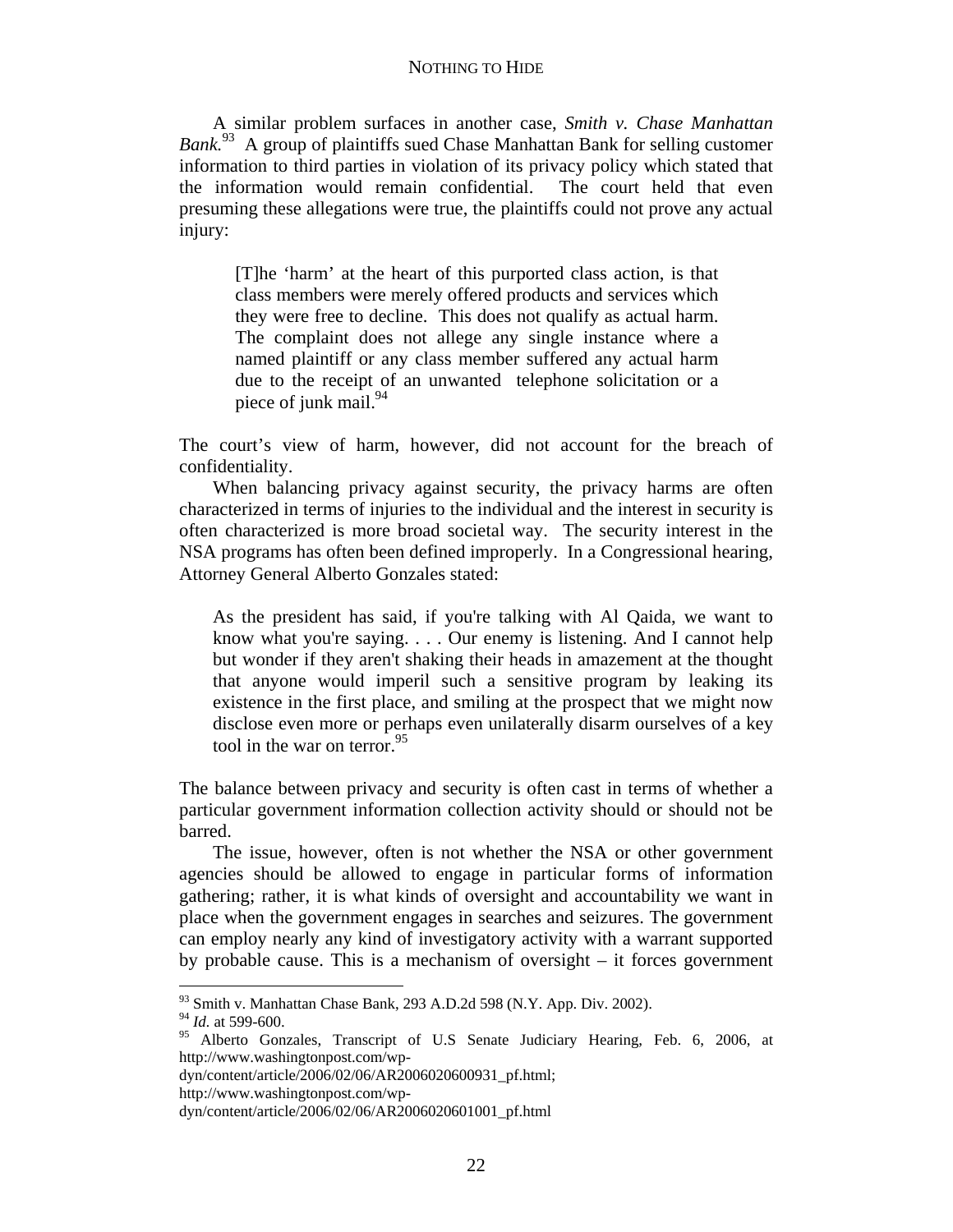A similar problem surfaces in another case, *Smith v. Chase Manhattan Bank.*[93] A group of plaintiffs sued Chase Manhattan Bank for selling customer information to third parties in violation of its privacy policy which stated that the information would remain confidential. The court held that even presuming these allegations were true, the plaintiffs could not prove any actual injury:

> [T]he 'harm' at the heart of this purported class action, is that class members were merely offered products and services which they were free to decline. This does not qualify as actual harm. The complaint does not allege any single instance where a named plaintiff or any class member suffered any actual harm due to the receipt of an unwanted telephone solicitation or a piece of junk mail.[94]

The court's view of harm, however, did not account for the breach of confidentiality.

When balancing privacy against security, the privacy harms are often characterized in terms of injuries to the individual and the interest in security is often characterized is more broad societal way. The security interest in the NSA programs has often been defined improperly. In a Congressional hearing, Attorney General Alberto Gonzales stated:

> As the president has said, if you're talking with Al Qaida, we want to know what you're saying. . . . Our enemy is listening. And I cannot help but wonder if they aren't shaking their heads in amazement at the thought that anyone would imperil such a sensitive program by leaking its existence in the first place, and smiling at the prospect that we might now disclose even more or perhaps even unilaterally disarm ourselves of a key tool in the war on terror.[95]

The balance between privacy and security is often cast in terms of whether a particular government information collection activity should or should not be barred.

The issue, however, often is not whether the NSA or other government agencies should be allowed to engage in particular forms of information gathering; rather, it is what kinds of oversight and accountability we want in place when the government engages in searches and seizures. The government can employ nearly any kind of investigatory activity with a warrant supported by probable cause. This is a mechanism of oversight – it forces government

---

[93] Smith v. Manhattan Chase Bank, 293 A.D.2d 598 (N.Y. App. Div. 2002).

[94] *Id.* at 599-600.

[95] Alberto Gonzales, Transcript of U.S Senate Judiciary Hearing, Feb. 6, 2006, at http://www.washingtonpost.com/wp-dyn/content/article/2006/02/06/AR2006020600931_pf.html; http://www.washingtonpost.com/wp-dyn/content/article/2006/02/06/AR2006020601001_pf.html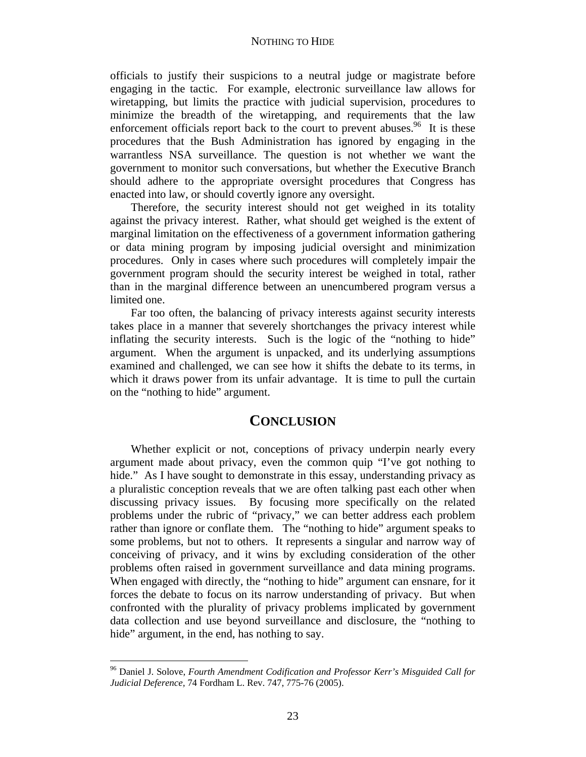officials to justify their suspicions to a neutral judge or magistrate before engaging in the tactic. For example, electronic surveillance law allows for wiretapping, but limits the practice with judicial supervision, procedures to minimize the breadth of the wiretapping, and requirements that the law enforcement officials report back to the court to prevent abuses.[96] It is these procedures that the Bush Administration has ignored by engaging in the warrantless NSA surveillance. The question is not whether we want the government to monitor such conversations, but whether the Executive Branch should adhere to the appropriate oversight procedures that Congress has enacted into law, or should covertly ignore any oversight.

Therefore, the security interest should not get weighed in its totality against the privacy interest. Rather, what should get weighed is the extent of marginal limitation on the effectiveness of a government information gathering or data mining program by imposing judicial oversight and minimization procedures. Only in cases where such procedures will completely impair the government program should the security interest be weighed in total, rather than in the marginal difference between an unencumbered program versus a limited one.

Far too often, the balancing of privacy interests against security interests takes place in a manner that severely shortchanges the privacy interest while inflating the security interests. Such is the logic of the "nothing to hide" argument. When the argument is unpacked, and its underlying assumptions examined and challenged, we can see how it shifts the debate to its terms, in which it draws power from its unfair advantage. It is time to pull the curtain on the "nothing to hide" argument.

## CONCLUSION

Whether explicit or not, conceptions of privacy underpin nearly every argument made about privacy, even the common quip "I've got nothing to hide." As I have sought to demonstrate in this essay, understanding privacy as a pluralistic conception reveals that we are often talking past each other when discussing privacy issues. By focusing more specifically on the related problems under the rubric of "privacy," we can better address each problem rather than ignore or conflate them. The "nothing to hide" argument speaks to some problems, but not to others. It represents a singular and narrow way of conceiving of privacy, and it wins by excluding consideration of the other problems often raised in government surveillance and data mining programs. When engaged with directly, the "nothing to hide" argument can ensnare, for it forces the debate to focus on its narrow understanding of privacy. But when confronted with the plurality of privacy problems implicated by government data collection and use beyond surveillance and disclosure, the "nothing to hide" argument, in the end, has nothing to say.

---

[96] Daniel J. Solove, *Fourth Amendment Codification and Professor Kerr's Misguided Call for Judicial Deference,* 74 Fordham L. Rev. 747, 775-76 (2005).